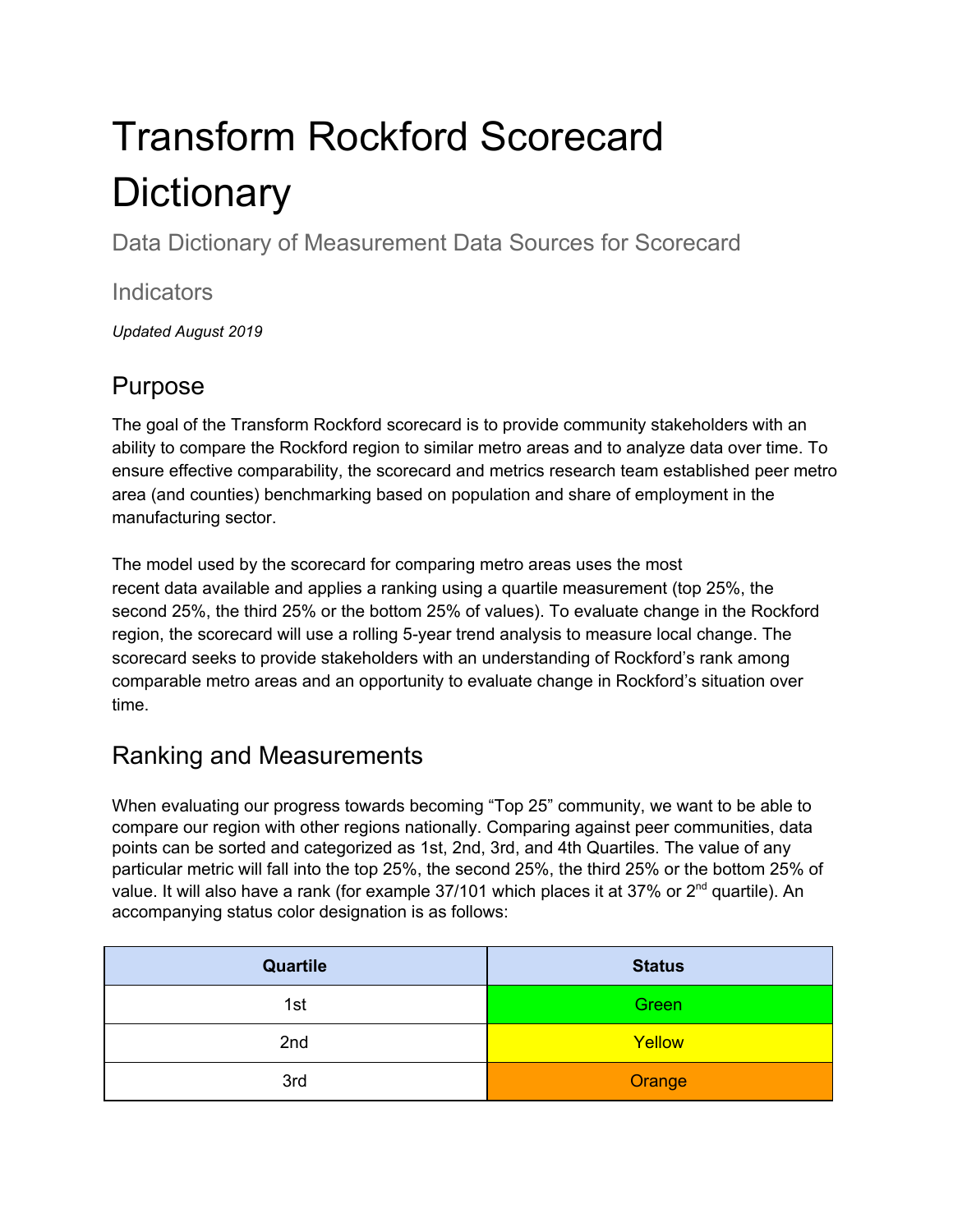# Transform Rockford Scorecard Dictionary

Data Dictionary of Measurement Data Sources for Scorecard

Indicators

*Updated August 2019*

## Purpose

The goal of the Transform Rockford scorecard is to provide community stakeholders with an ability to compare the Rockford region to similar metro areas and to analyze data over time. To ensure effective comparability, the scorecard and metrics research team established peer metro area (and counties) benchmarking based on population and share of employment in the manufacturing sector.

The model used by the scorecard for comparing metro areas uses the most recent data available and applies a ranking using a quartile measurement (top 25%, the second 25%, the third 25% or the bottom 25% of values). To evaluate change in the Rockford region, the scorecard will use a rolling 5-year trend analysis to measure local change. The scorecard seeks to provide stakeholders with an understanding of Rockford's rank among comparable metro areas and an opportunity to evaluate change in Rockford's situation over time.

## Ranking and Measurements

When evaluating our progress towards becoming "Top 25" community, we want to be able to compare our region with other regions nationally. Comparing against peer communities, data points can be sorted and categorized as 1st, 2nd, 3rd, and 4th Quartiles. The value of any particular metric will fall into the top 25%, the second 25%, the third 25% or the bottom 25% of value. It will also have a rank (for example 37/101 which places it at 37% or 2nd quartile). An accompanying status color designation is as follows:

| Quartile | Status |
| --- | --- |
| 1st | Green |
| 2nd | Yellow |
| 3rd | Orange |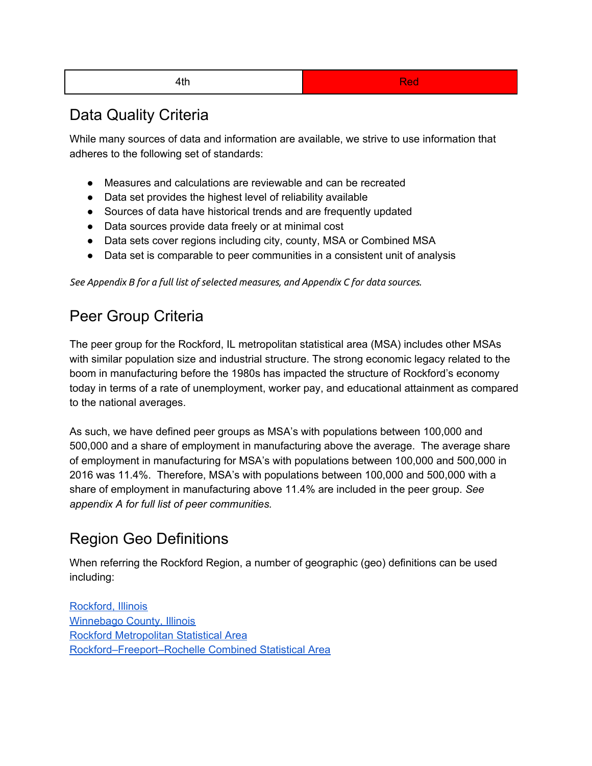| 4th | Red |
| --- | --- |

## Data Quality Criteria

While many sources of data and information are available, we strive to use information that adheres to the following set of standards:

- Measures and calculations are reviewable and can be recreated
- Data set provides the highest level of reliability available
- Sources of data have historical trends and are frequently updated
- Data sources provide data freely or at minimal cost
- Data sets cover regions including city, county, MSA or Combined MSA
- Data set is comparable to peer communities in a consistent unit of analysis

*See Appendix B for a full list of selected measures, and Appendix C for data sources.*

## Peer Group Criteria

The peer group for the Rockford, IL metropolitan statistical area (MSA) includes other MSAs with similar population size and industrial structure. The strong economic legacy related to the boom in manufacturing before the 1980s has impacted the structure of Rockford's economy today in terms of a rate of unemployment, worker pay, and educational attainment as compared to the national averages.

As such, we have defined peer groups as MSA's with populations between 100,000 and 500,000 and a share of employment in manufacturing above the average. The average share of employment in manufacturing for MSA's with populations between 100,000 and 500,000 in 2016 was 11.4%. Therefore, MSA's with populations between 100,000 and 500,000 with a share of employment in manufacturing above 11.4% are included in the peer group. *See appendix A for full list of peer communities.*

## Region Geo Definitions

When referring the Rockford Region, a number of geographic (geo) definitions can be used including:

Rockford, Illinois
Winnebago County, Illinois
Rockford Metropolitan Statistical Area
Rockford–Freeport–Rochelle Combined Statistical Area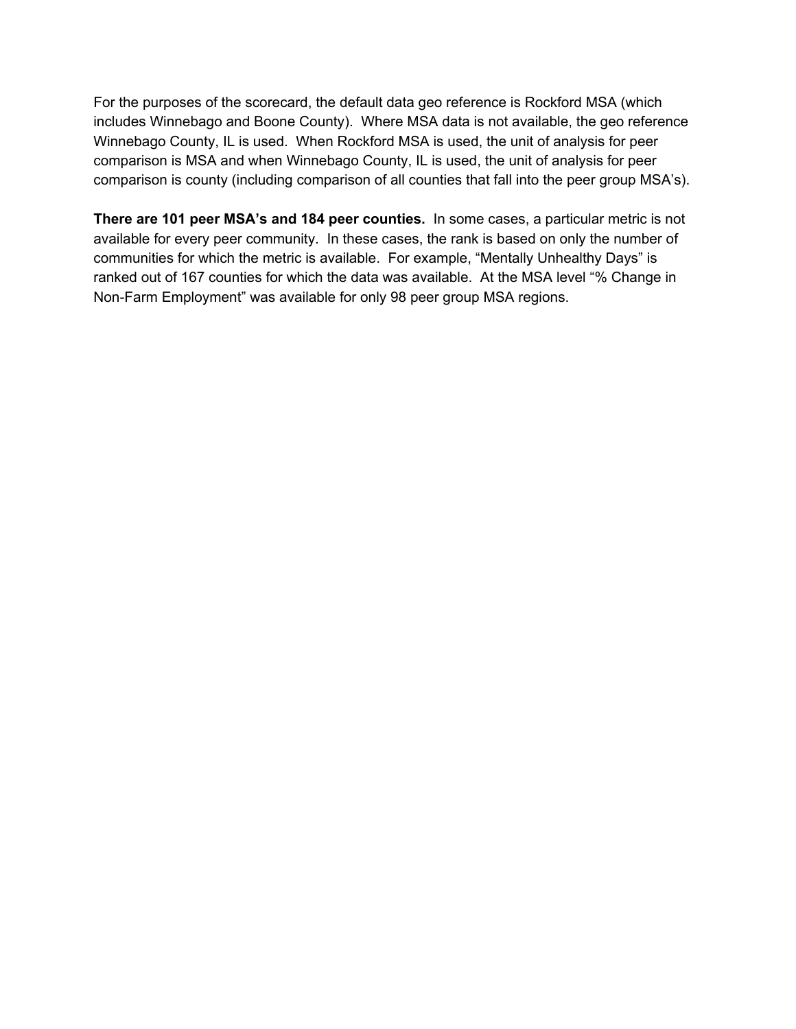For the purposes of the scorecard, the default data geo reference is Rockford MSA (which includes Winnebago and Boone County). Where MSA data is not available, the geo reference Winnebago County, IL is used. When Rockford MSA is used, the unit of analysis for peer comparison is MSA and when Winnebago County, IL is used, the unit of analysis for peer comparison is county (including comparison of all counties that fall into the peer group MSA's).

**There are 101 peer MSA's and 184 peer counties.** In some cases, a particular metric is not available for every peer community. In these cases, the rank is based on only the number of communities for which the metric is available. For example, "Mentally Unhealthy Days" is ranked out of 167 counties for which the data was available. At the MSA level "% Change in Non-Farm Employment" was available for only 98 peer group MSA regions.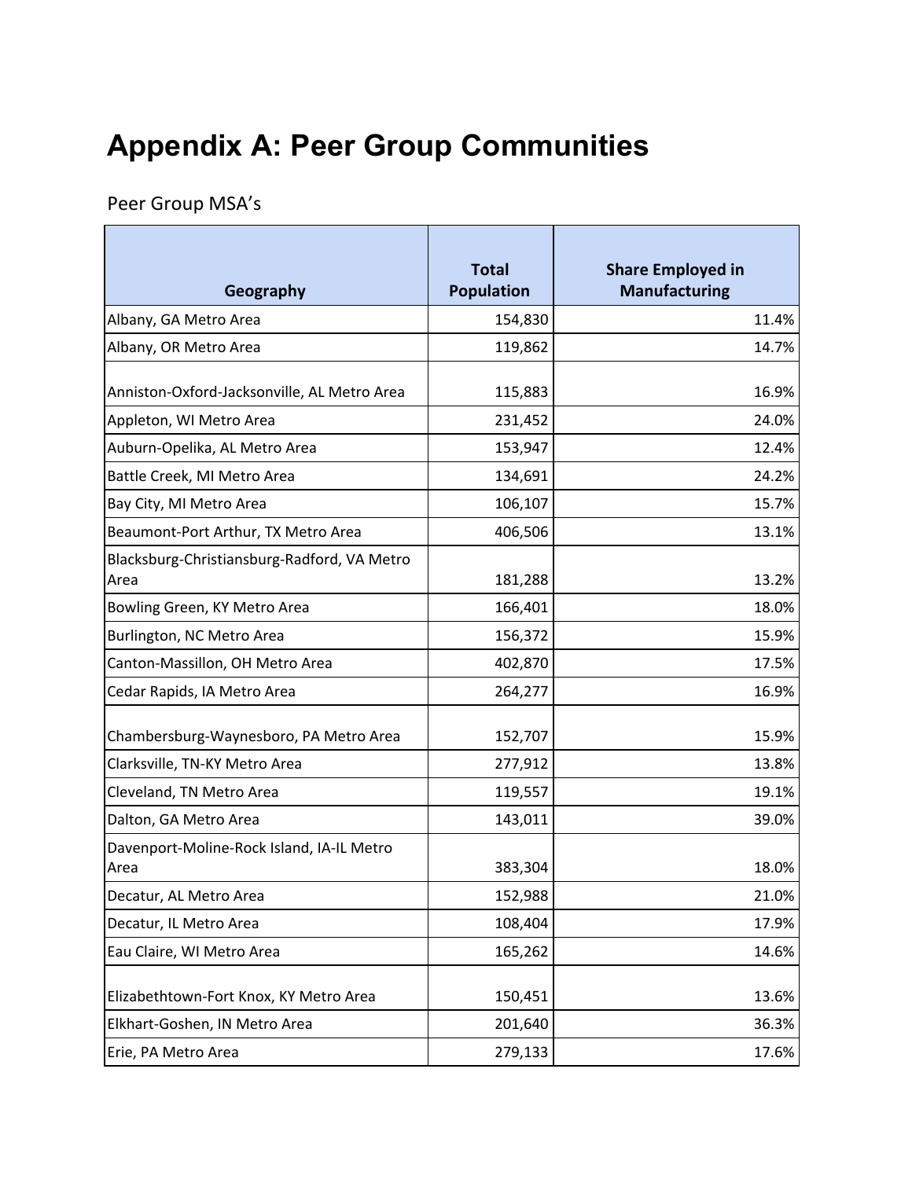# Appendix A: Peer Group Communities

Peer Group MSA's

| Geography | Total Population | Share Employed in Manufacturing |
|---|---|---|
| Albany, GA Metro Area | 154,830 | 11.4% |
| Albany, OR Metro Area | 119,862 | 14.7% |
| Anniston-Oxford-Jacksonville, AL Metro Area | 115,883 | 16.9% |
| Appleton, WI Metro Area | 231,452 | 24.0% |
| Auburn-Opelika, AL Metro Area | 153,947 | 12.4% |
| Battle Creek, MI Metro Area | 134,691 | 24.2% |
| Bay City, MI Metro Area | 106,107 | 15.7% |
| Beaumont-Port Arthur, TX Metro Area | 406,506 | 13.1% |
| Blacksburg-Christiansburg-Radford, VA Metro Area | 181,288 | 13.2% |
| Bowling Green, KY Metro Area | 166,401 | 18.0% |
| Burlington, NC Metro Area | 156,372 | 15.9% |
| Canton-Massillon, OH Metro Area | 402,870 | 17.5% |
| Cedar Rapids, IA Metro Area | 264,277 | 16.9% |
| Chambersburg-Waynesboro, PA Metro Area | 152,707 | 15.9% |
| Clarksville, TN-KY Metro Area | 277,912 | 13.8% |
| Cleveland, TN Metro Area | 119,557 | 19.1% |
| Dalton, GA Metro Area | 143,011 | 39.0% |
| Davenport-Moline-Rock Island, IA-IL Metro Area | 383,304 | 18.0% |
| Decatur, AL Metro Area | 152,988 | 21.0% |
| Decatur, IL Metro Area | 108,404 | 17.9% |
| Eau Claire, WI Metro Area | 165,262 | 14.6% |
| Elizabethtown-Fort Knox, KY Metro Area | 150,451 | 13.6% |
| Elkhart-Goshen, IN Metro Area | 201,640 | 36.3% |
| Erie, PA Metro Area | 279,133 | 17.6% |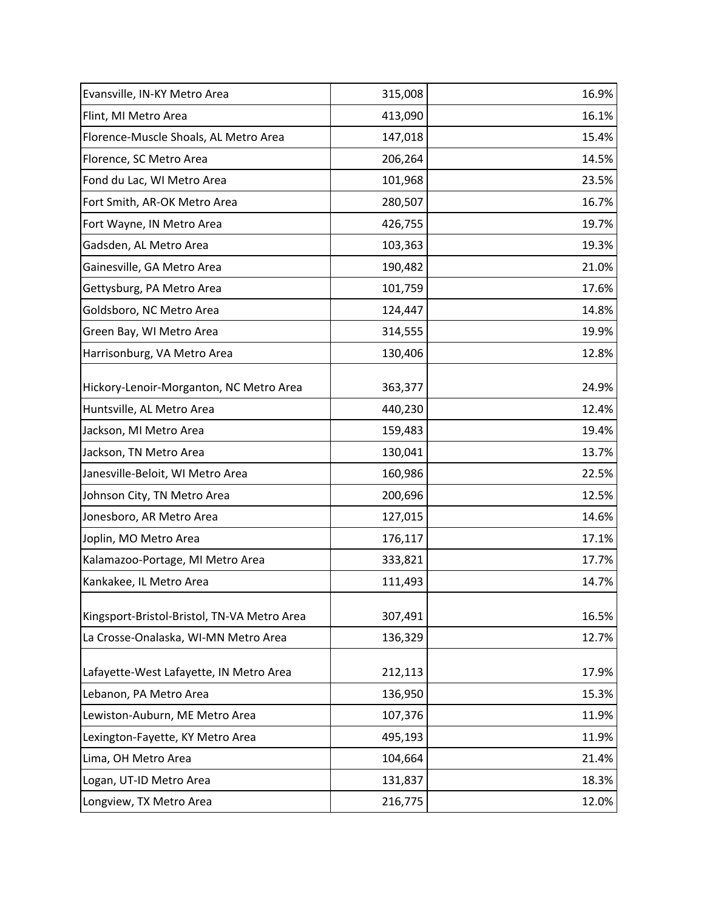| | | |
|---|---|---|
| Evansville, IN-KY Metro Area | 315,008 | 16.9% |
| Flint, MI Metro Area | 413,090 | 16.1% |
| Florence-Muscle Shoals, AL Metro Area | 147,018 | 15.4% |
| Florence, SC Metro Area | 206,264 | 14.5% |
| Fond du Lac, WI Metro Area | 101,968 | 23.5% |
| Fort Smith, AR-OK Metro Area | 280,507 | 16.7% |
| Fort Wayne, IN Metro Area | 426,755 | 19.7% |
| Gadsden, AL Metro Area | 103,363 | 19.3% |
| Gainesville, GA Metro Area | 190,482 | 21.0% |
| Gettysburg, PA Metro Area | 101,759 | 17.6% |
| Goldsboro, NC Metro Area | 124,447 | 14.8% |
| Green Bay, WI Metro Area | 314,555 | 19.9% |
| Harrisonburg, VA Metro Area | 130,406 | 12.8% |
| Hickory-Lenoir-Morganton, NC Metro Area | 363,377 | 24.9% |
| Huntsville, AL Metro Area | 440,230 | 12.4% |
| Jackson, MI Metro Area | 159,483 | 19.4% |
| Jackson, TN Metro Area | 130,041 | 13.7% |
| Janesville-Beloit, WI Metro Area | 160,986 | 22.5% |
| Johnson City, TN Metro Area | 200,696 | 12.5% |
| Jonesboro, AR Metro Area | 127,015 | 14.6% |
| Joplin, MO Metro Area | 176,117 | 17.1% |
| Kalamazoo-Portage, MI Metro Area | 333,821 | 17.7% |
| Kankakee, IL Metro Area | 111,493 | 14.7% |
| Kingsport-Bristol-Bristol, TN-VA Metro Area | 307,491 | 16.5% |
| La Crosse-Onalaska, WI-MN Metro Area | 136,329 | 12.7% |
| Lafayette-West Lafayette, IN Metro Area | 212,113 | 17.9% |
| Lebanon, PA Metro Area | 136,950 | 15.3% |
| Lewiston-Auburn, ME Metro Area | 107,376 | 11.9% |
| Lexington-Fayette, KY Metro Area | 495,193 | 11.9% |
| Lima, OH Metro Area | 104,664 | 21.4% |
| Logan, UT-ID Metro Area | 131,837 | 18.3% |
| Longview, TX Metro Area | 216,775 | 12.0% |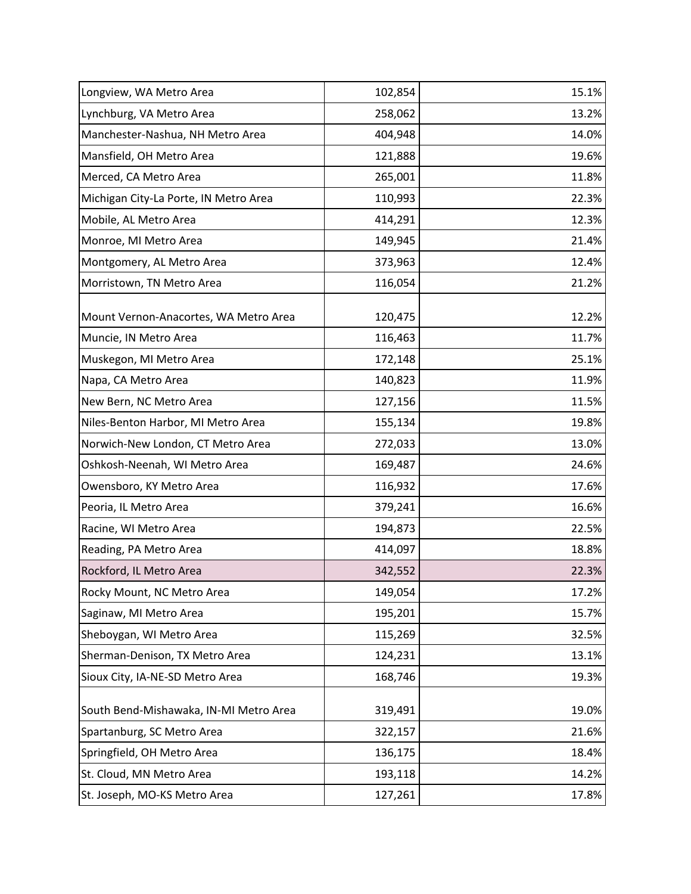| | | |
|---|---|---|
| Longview, WA Metro Area | 102,854 | 15.1% |
| Lynchburg, VA Metro Area | 258,062 | 13.2% |
| Manchester-Nashua, NH Metro Area | 404,948 | 14.0% |
| Mansfield, OH Metro Area | 121,888 | 19.6% |
| Merced, CA Metro Area | 265,001 | 11.8% |
| Michigan City-La Porte, IN Metro Area | 110,993 | 22.3% |
| Mobile, AL Metro Area | 414,291 | 12.3% |
| Monroe, MI Metro Area | 149,945 | 21.4% |
| Montgomery, AL Metro Area | 373,963 | 12.4% |
| Morristown, TN Metro Area | 116,054 | 21.2% |
| Mount Vernon-Anacortes, WA Metro Area | 120,475 | 12.2% |
| Muncie, IN Metro Area | 116,463 | 11.7% |
| Muskegon, MI Metro Area | 172,148 | 25.1% |
| Napa, CA Metro Area | 140,823 | 11.9% |
| New Bern, NC Metro Area | 127,156 | 11.5% |
| Niles-Benton Harbor, MI Metro Area | 155,134 | 19.8% |
| Norwich-New London, CT Metro Area | 272,033 | 13.0% |
| Oshkosh-Neenah, WI Metro Area | 169,487 | 24.6% |
| Owensboro, KY Metro Area | 116,932 | 17.6% |
| Peoria, IL Metro Area | 379,241 | 16.6% |
| Racine, WI Metro Area | 194,873 | 22.5% |
| Reading, PA Metro Area | 414,097 | 18.8% |
| Rockford, IL Metro Area | 342,552 | 22.3% |
| Rocky Mount, NC Metro Area | 149,054 | 17.2% |
| Saginaw, MI Metro Area | 195,201 | 15.7% |
| Sheboygan, WI Metro Area | 115,269 | 32.5% |
| Sherman-Denison, TX Metro Area | 124,231 | 13.1% |
| Sioux City, IA-NE-SD Metro Area | 168,746 | 19.3% |
| South Bend-Mishawaka, IN-MI Metro Area | 319,491 | 19.0% |
| Spartanburg, SC Metro Area | 322,157 | 21.6% |
| Springfield, OH Metro Area | 136,175 | 18.4% |
| St. Cloud, MN Metro Area | 193,118 | 14.2% |
| St. Joseph, MO-KS Metro Area | 127,261 | 17.8% |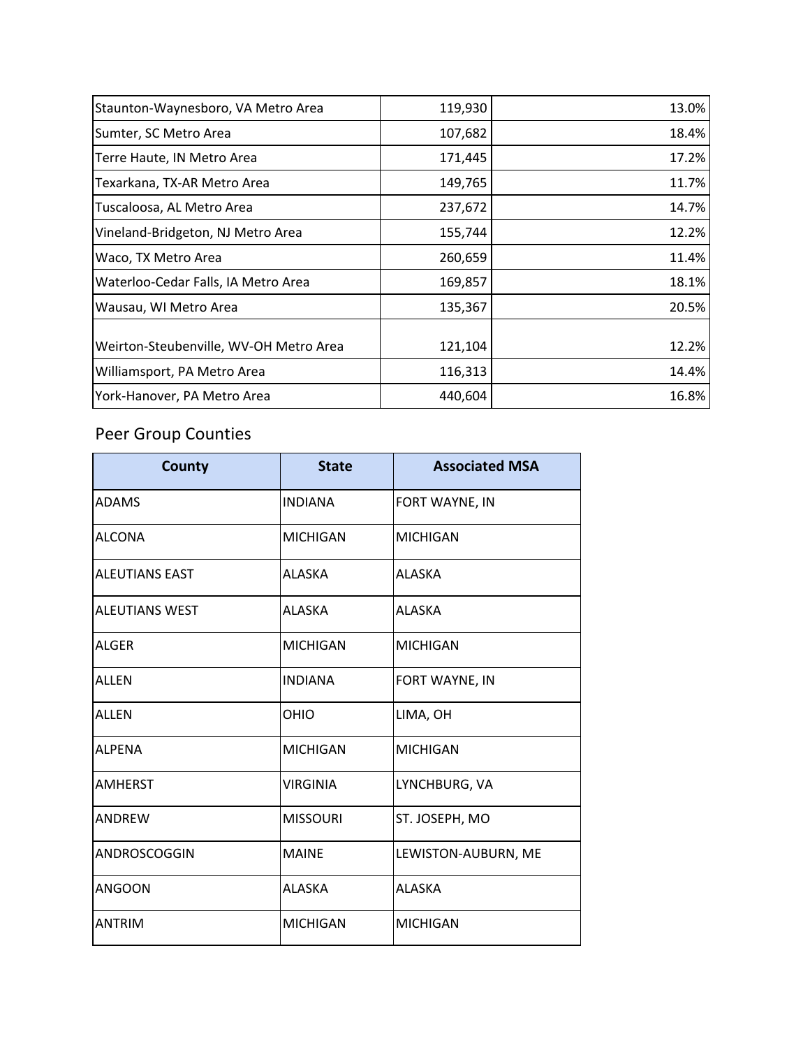| | | |
|---|---|---|
| Staunton-Waynesboro, VA Metro Area | 119,930 | 13.0% |
| Sumter, SC Metro Area | 107,682 | 18.4% |
| Terre Haute, IN Metro Area | 171,445 | 17.2% |
| Texarkana, TX-AR Metro Area | 149,765 | 11.7% |
| Tuscaloosa, AL Metro Area | 237,672 | 14.7% |
| Vineland-Bridgeton, NJ Metro Area | 155,744 | 12.2% |
| Waco, TX Metro Area | 260,659 | 11.4% |
| Waterloo-Cedar Falls, IA Metro Area | 169,857 | 18.1% |
| Wausau, WI Metro Area | 135,367 | 20.5% |
| Weirton-Steubenville, WV-OH Metro Area | 121,104 | 12.2% |
| Williamsport, PA Metro Area | 116,313 | 14.4% |
| York-Hanover, PA Metro Area | 440,604 | 16.8% |

## Peer Group Counties

| County | State | Associated MSA |
|---|---|---|
| ADAMS | INDIANA | FORT WAYNE, IN |
| ALCONA | MICHIGAN | MICHIGAN |
| ALEUTIANS EAST | ALASKA | ALASKA |
| ALEUTIANS WEST | ALASKA | ALASKA |
| ALGER | MICHIGAN | MICHIGAN |
| ALLEN | INDIANA | FORT WAYNE, IN |
| ALLEN | OHIO | LIMA, OH |
| ALPENA | MICHIGAN | MICHIGAN |
| AMHERST | VIRGINIA | LYNCHBURG, VA |
| ANDREW | MISSOURI | ST. JOSEPH, MO |
| ANDROSCOGGIN | MAINE | LEWISTON-AUBURN, ME |
| ANGOON | ALASKA | ALASKA |
| ANTRIM | MICHIGAN | MICHIGAN |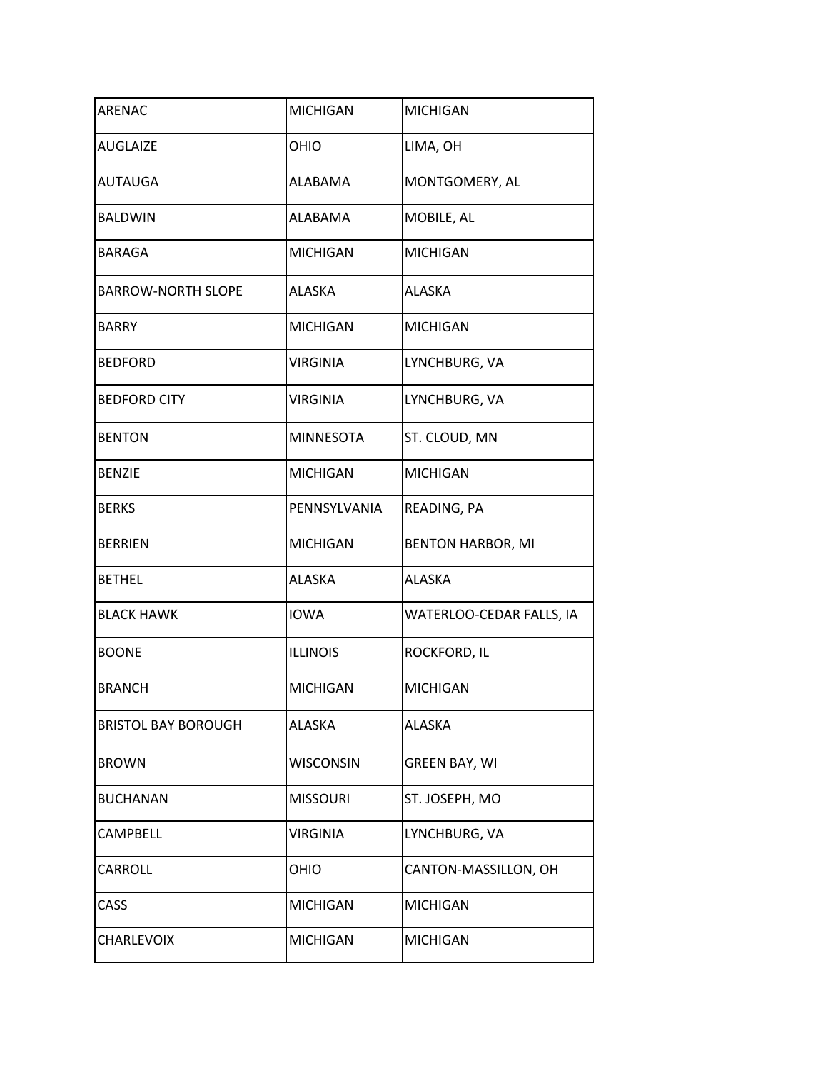| | | |
|---|---|---|
| ARENAC | MICHIGAN | MICHIGAN |
| AUGLAIZE | OHIO | LIMA, OH |
| AUTAUGA | ALABAMA | MONTGOMERY, AL |
| BALDWIN | ALABAMA | MOBILE, AL |
| BARAGA | MICHIGAN | MICHIGAN |
| BARROW-NORTH SLOPE | ALASKA | ALASKA |
| BARRY | MICHIGAN | MICHIGAN |
| BEDFORD | VIRGINIA | LYNCHBURG, VA |
| BEDFORD CITY | VIRGINIA | LYNCHBURG, VA |
| BENTON | MINNESOTA | ST. CLOUD, MN |
| BENZIE | MICHIGAN | MICHIGAN |
| BERKS | PENNSYLVANIA | READING, PA |
| BERRIEN | MICHIGAN | BENTON HARBOR, MI |
| BETHEL | ALASKA | ALASKA |
| BLACK HAWK | IOWA | WATERLOO-CEDAR FALLS, IA |
| BOONE | ILLINOIS | ROCKFORD, IL |
| BRANCH | MICHIGAN | MICHIGAN |
| BRISTOL BAY BOROUGH | ALASKA | ALASKA |
| BROWN | WISCONSIN | GREEN BAY, WI |
| BUCHANAN | MISSOURI | ST. JOSEPH, MO |
| CAMPBELL | VIRGINIA | LYNCHBURG, VA |
| CARROLL | OHIO | CANTON-MASSILLON, OH |
| CASS | MICHIGAN | MICHIGAN |
| CHARLEVOIX | MICHIGAN | MICHIGAN |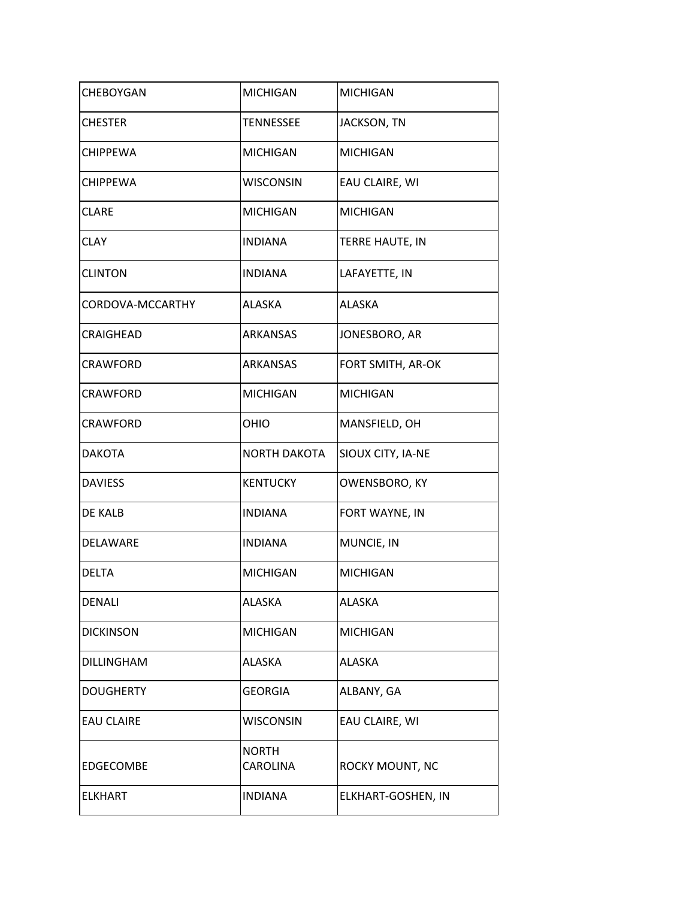| | | |
|---|---|---|
| CHEBOYGAN | MICHIGAN | MICHIGAN |
| CHESTER | TENNESSEE | JACKSON, TN |
| CHIPPEWA | MICHIGAN | MICHIGAN |
| CHIPPEWA | WISCONSIN | EAU CLAIRE, WI |
| CLARE | MICHIGAN | MICHIGAN |
| CLAY | INDIANA | TERRE HAUTE, IN |
| CLINTON | INDIANA | LAFAYETTE, IN |
| CORDOVA-MCCARTHY | ALASKA | ALASKA |
| CRAIGHEAD | ARKANSAS | JONESBORO, AR |
| CRAWFORD | ARKANSAS | FORT SMITH, AR-OK |
| CRAWFORD | MICHIGAN | MICHIGAN |
| CRAWFORD | OHIO | MANSFIELD, OH |
| DAKOTA | NORTH DAKOTA | SIOUX CITY, IA-NE |
| DAVIESS | KENTUCKY | OWENSBORO, KY |
| DE KALB | INDIANA | FORT WAYNE, IN |
| DELAWARE | INDIANA | MUNCIE, IN |
| DELTA | MICHIGAN | MICHIGAN |
| DENALI | ALASKA | ALASKA |
| DICKINSON | MICHIGAN | MICHIGAN |
| DILLINGHAM | ALASKA | ALASKA |
| DOUGHERTY | GEORGIA | ALBANY, GA |
| EAU CLAIRE | WISCONSIN | EAU CLAIRE, WI |
| EDGECOMBE | NORTH CAROLINA | ROCKY MOUNT, NC |
| ELKHART | INDIANA | ELKHART-GOSHEN, IN |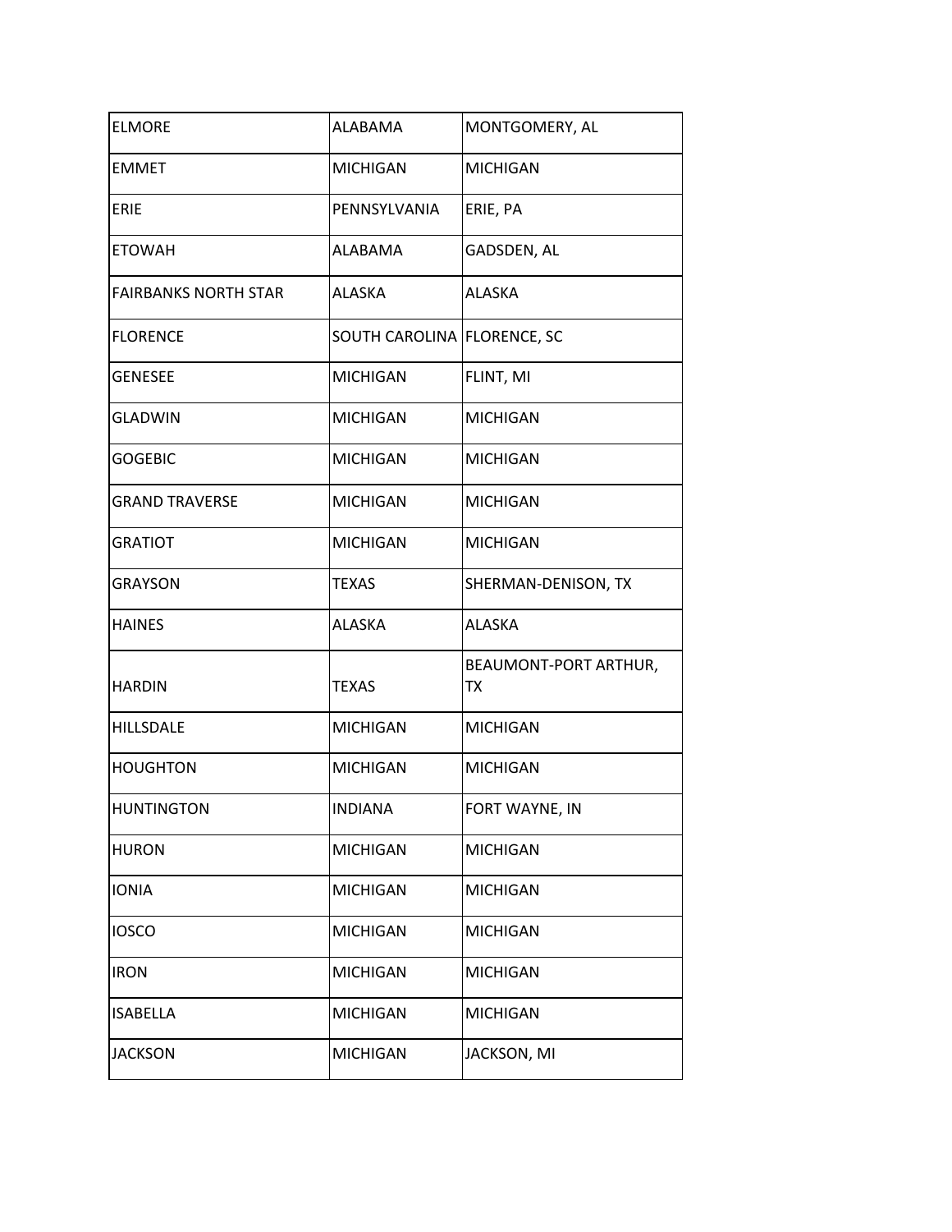| ELMORE | ALABAMA | MONTGOMERY, AL |
|---|---|---|
| EMMET | MICHIGAN | MICHIGAN |
| ERIE | PENNSYLVANIA | ERIE, PA |
| ETOWAH | ALABAMA | GADSDEN, AL |
| FAIRBANKS NORTH STAR | ALASKA | ALASKA |
| FLORENCE | SOUTH CAROLINA | FLORENCE, SC |
| GENESEE | MICHIGAN | FLINT, MI |
| GLADWIN | MICHIGAN | MICHIGAN |
| GOGEBIC | MICHIGAN | MICHIGAN |
| GRAND TRAVERSE | MICHIGAN | MICHIGAN |
| GRATIOT | MICHIGAN | MICHIGAN |
| GRAYSON | TEXAS | SHERMAN-DENISON, TX |
| HAINES | ALASKA | ALASKA |
| HARDIN | TEXAS | BEAUMONT-PORT ARTHUR, TX |
| HILLSDALE | MICHIGAN | MICHIGAN |
| HOUGHTON | MICHIGAN | MICHIGAN |
| HUNTINGTON | INDIANA | FORT WAYNE, IN |
| HURON | MICHIGAN | MICHIGAN |
| IONIA | MICHIGAN | MICHIGAN |
| IOSCO | MICHIGAN | MICHIGAN |
| IRON | MICHIGAN | MICHIGAN |
| ISABELLA | MICHIGAN | MICHIGAN |
| JACKSON | MICHIGAN | JACKSON, MI |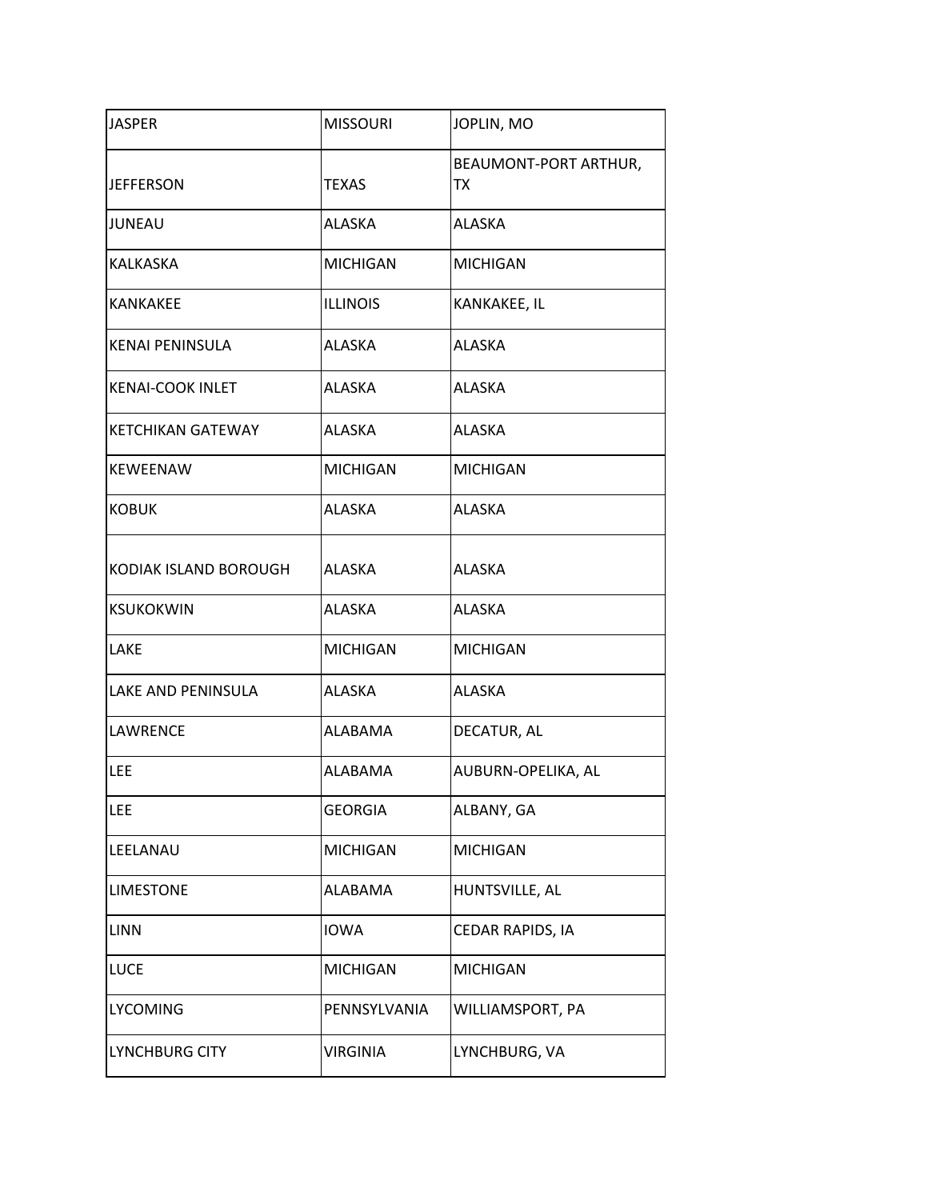| JASPER | MISSOURI | JOPLIN, MO |
|---|---|---|
| JEFFERSON | TEXAS | BEAUMONT-PORT ARTHUR, TX |
| JUNEAU | ALASKA | ALASKA |
| KALKASKA | MICHIGAN | MICHIGAN |
| KANKAKEE | ILLINOIS | KANKAKEE, IL |
| KENAI PENINSULA | ALASKA | ALASKA |
| KENAI-COOK INLET | ALASKA | ALASKA |
| KETCHIKAN GATEWAY | ALASKA | ALASKA |
| KEWEENAW | MICHIGAN | MICHIGAN |
| KOBUK | ALASKA | ALASKA |
| KODIAK ISLAND BOROUGH | ALASKA | ALASKA |
| KSUKOKWIN | ALASKA | ALASKA |
| LAKE | MICHIGAN | MICHIGAN |
| LAKE AND PENINSULA | ALASKA | ALASKA |
| LAWRENCE | ALABAMA | DECATUR, AL |
| LEE | ALABAMA | AUBURN-OPELIKA, AL |
| LEE | GEORGIA | ALBANY, GA |
| LEELANAU | MICHIGAN | MICHIGAN |
| LIMESTONE | ALABAMA | HUNTSVILLE, AL |
| LINN | IOWA | CEDAR RAPIDS, IA |
| LUCE | MICHIGAN | MICHIGAN |
| LYCOMING | PENNSYLVANIA | WILLIAMSPORT, PA |
| LYNCHBURG CITY | VIRGINIA | LYNCHBURG, VA |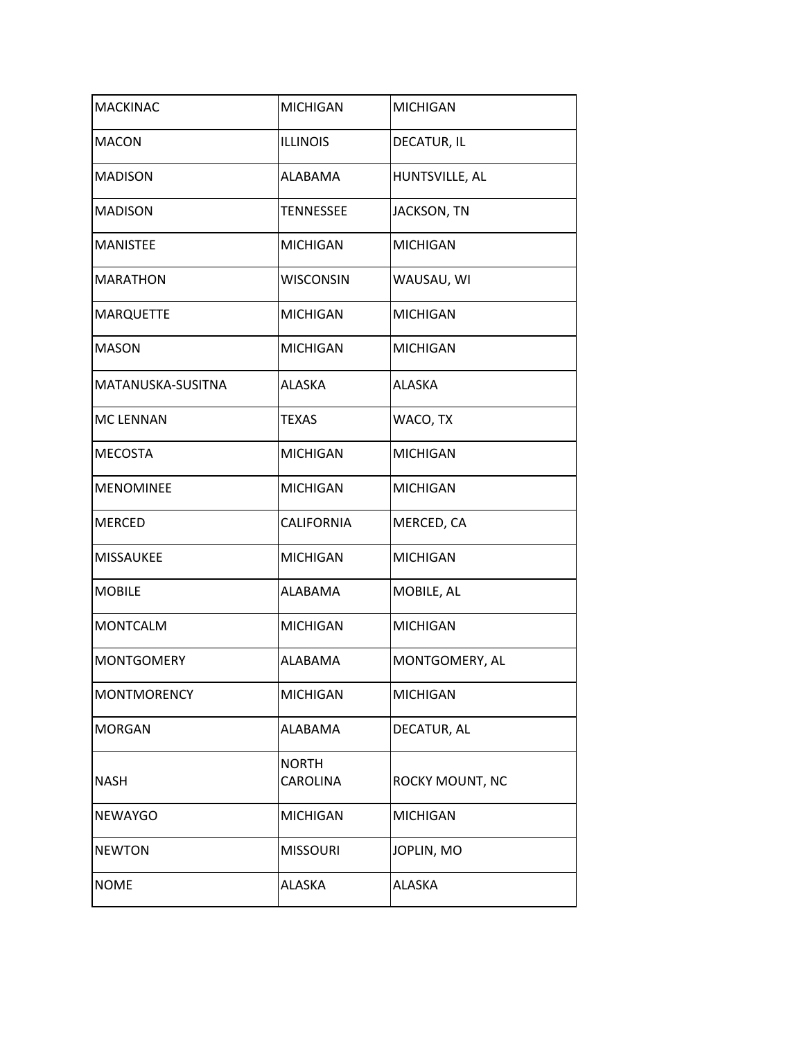| MACKINAC | MICHIGAN | MICHIGAN |
|---|---|---|
| MACON | ILLINOIS | DECATUR, IL |
| MADISON | ALABAMA | HUNTSVILLE, AL |
| MADISON | TENNESSEE | JACKSON, TN |
| MANISTEE | MICHIGAN | MICHIGAN |
| MARATHON | WISCONSIN | WAUSAU, WI |
| MARQUETTE | MICHIGAN | MICHIGAN |
| MASON | MICHIGAN | MICHIGAN |
| MATANUSKA-SUSITNA | ALASKA | ALASKA |
| MC LENNAN | TEXAS | WACO, TX |
| MECOSTA | MICHIGAN | MICHIGAN |
| MENOMINEE | MICHIGAN | MICHIGAN |
| MERCED | CALIFORNIA | MERCED, CA |
| MISSAUKEE | MICHIGAN | MICHIGAN |
| MOBILE | ALABAMA | MOBILE, AL |
| MONTCALM | MICHIGAN | MICHIGAN |
| MONTGOMERY | ALABAMA | MONTGOMERY, AL |
| MONTMORENCY | MICHIGAN | MICHIGAN |
| MORGAN | ALABAMA | DECATUR, AL |
| NASH | NORTH CAROLINA | ROCKY MOUNT, NC |
| NEWAYGO | MICHIGAN | MICHIGAN |
| NEWTON | MISSOURI | JOPLIN, MO |
| NOME | ALASKA | ALASKA |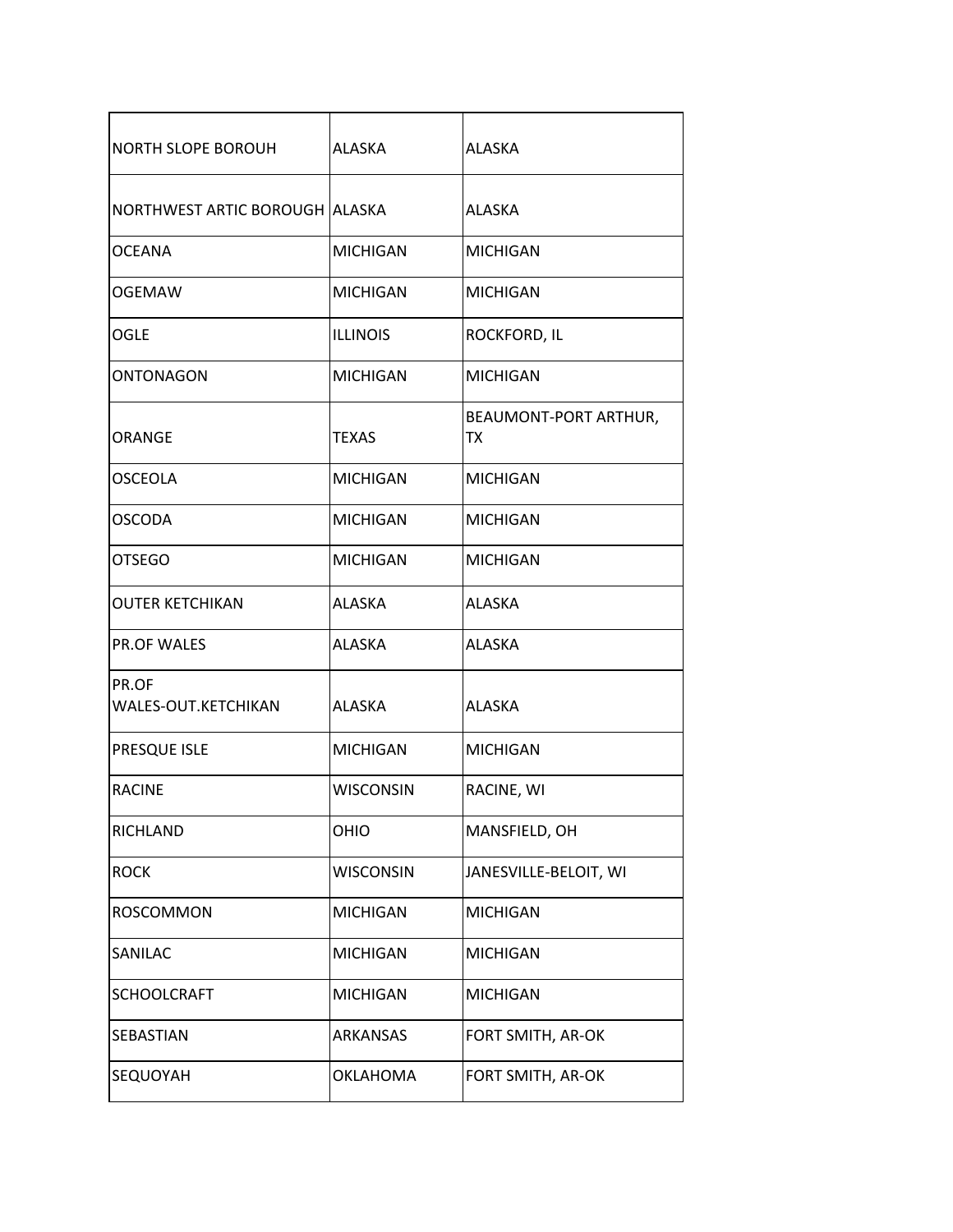| | | |
|---|---|---|
| NORTH SLOPE BOROUH | ALASKA | ALASKA |
| NORTHWEST ARTIC BOROUGH | ALASKA | ALASKA |
| OCEANA | MICHIGAN | MICHIGAN |
| OGEMAW | MICHIGAN | MICHIGAN |
| OGLE | ILLINOIS | ROCKFORD, IL |
| ONTONAGON | MICHIGAN | MICHIGAN |
| ORANGE | TEXAS | BEAUMONT-PORT ARTHUR, TX |
| OSCEOLA | MICHIGAN | MICHIGAN |
| OSCODA | MICHIGAN | MICHIGAN |
| OTSEGO | MICHIGAN | MICHIGAN |
| OUTER KETCHIKAN | ALASKA | ALASKA |
| PR.OF WALES | ALASKA | ALASKA |
| PR.OF WALES-OUT.KETCHIKAN | ALASKA | ALASKA |
| PRESQUE ISLE | MICHIGAN | MICHIGAN |
| RACINE | WISCONSIN | RACINE, WI |
| RICHLAND | OHIO | MANSFIELD, OH |
| ROCK | WISCONSIN | JANESVILLE-BELOIT, WI |
| ROSCOMMON | MICHIGAN | MICHIGAN |
| SANILAC | MICHIGAN | MICHIGAN |
| SCHOOLCRAFT | MICHIGAN | MICHIGAN |
| SEBASTIAN | ARKANSAS | FORT SMITH, AR-OK |
| SEQUOYAH | OKLAHOMA | FORT SMITH, AR-OK |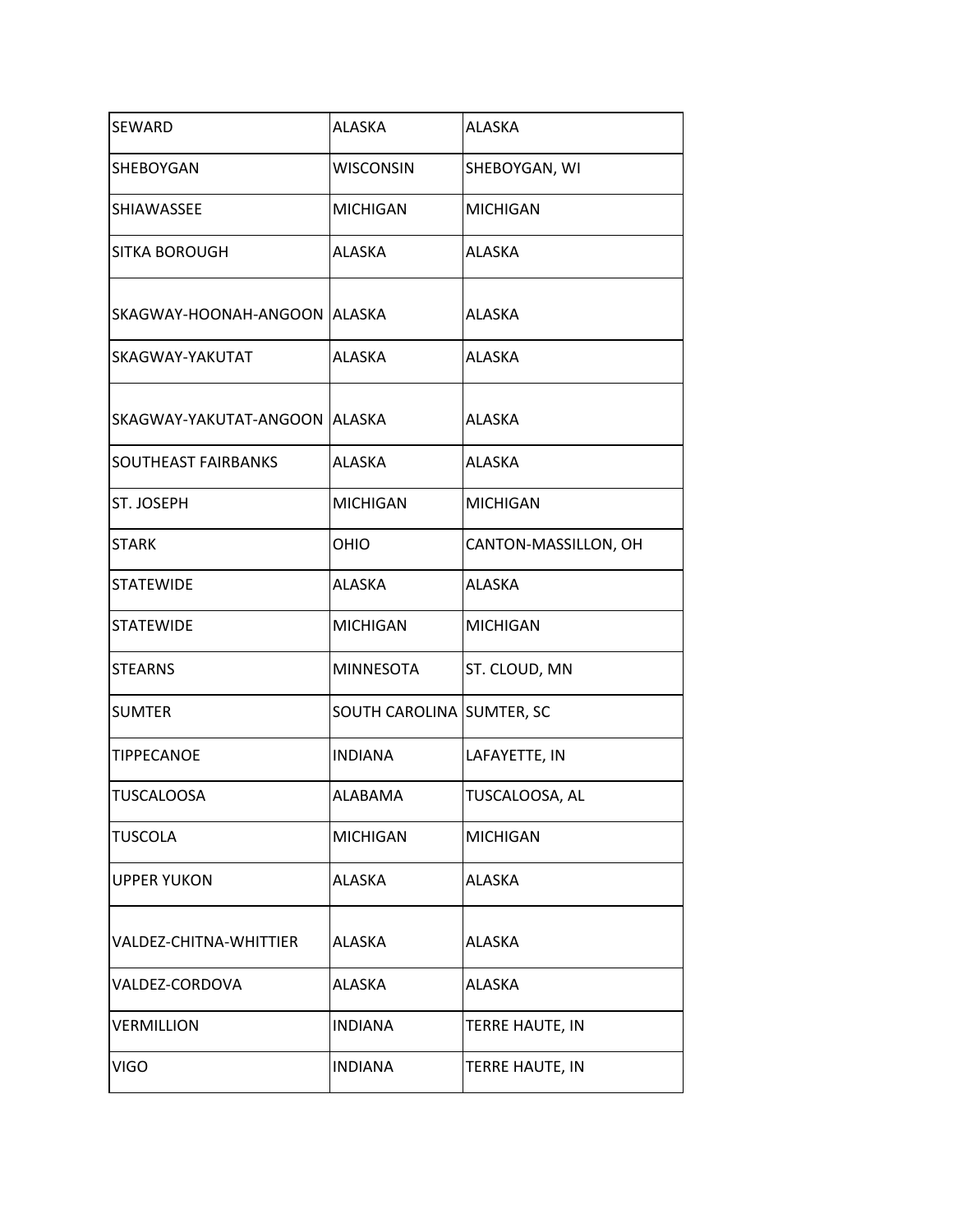| SEWARD | ALASKA | ALASKA |
|---|---|---|
| SHEBOYGAN | WISCONSIN | SHEBOYGAN, WI |
| SHIAWASSEE | MICHIGAN | MICHIGAN |
| SITKA BOROUGH | ALASKA | ALASKA |
| SKAGWAY-HOONAH-ANGOON | ALASKA | ALASKA |
| SKAGWAY-YAKUTAT | ALASKA | ALASKA |
| SKAGWAY-YAKUTAT-ANGOON | ALASKA | ALASKA |
| SOUTHEAST FAIRBANKS | ALASKA | ALASKA |
| ST. JOSEPH | MICHIGAN | MICHIGAN |
| STARK | OHIO | CANTON-MASSILLON, OH |
| STATEWIDE | ALASKA | ALASKA |
| STATEWIDE | MICHIGAN | MICHIGAN |
| STEARNS | MINNESOTA | ST. CLOUD, MN |
| SUMTER | SOUTH CAROLINA | SUMTER, SC |
| TIPPECANOE | INDIANA | LAFAYETTE, IN |
| TUSCALOOSA | ALABAMA | TUSCALOOSA, AL |
| TUSCOLA | MICHIGAN | MICHIGAN |
| UPPER YUKON | ALASKA | ALASKA |
| VALDEZ-CHITNA-WHITTIER | ALASKA | ALASKA |
| VALDEZ-CORDOVA | ALASKA | ALASKA |
| VERMILLION | INDIANA | TERRE HAUTE, IN |
| VIGO | INDIANA | TERRE HAUTE, IN |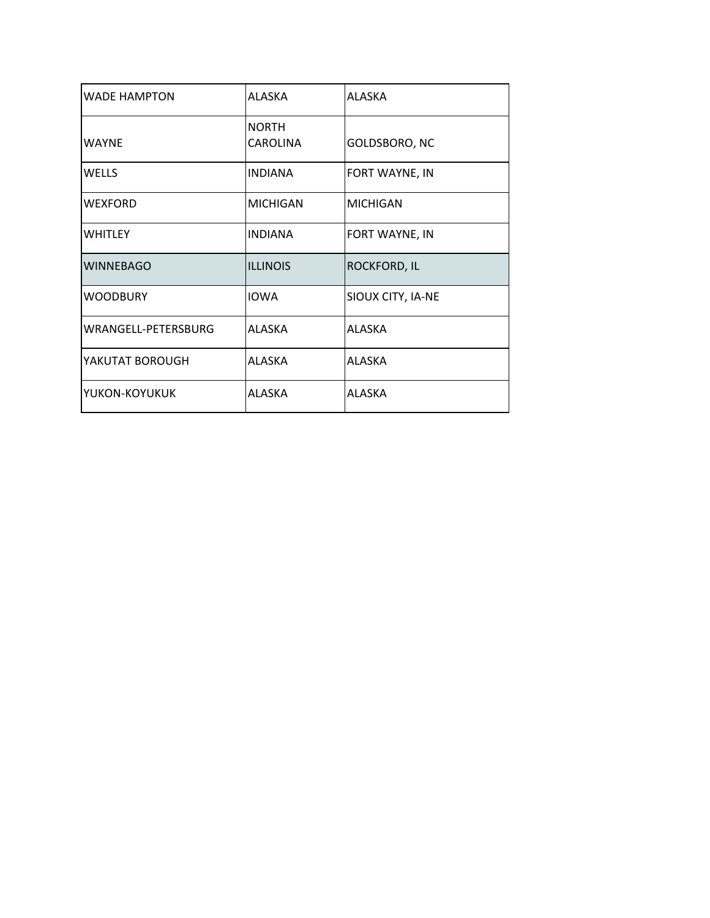| | | |
|---|---|---|
| WADE HAMPTON | ALASKA | ALASKA |
| WAYNE | NORTH CAROLINA | GOLDSBORO, NC |
| WELLS | INDIANA | FORT WAYNE, IN |
| WEXFORD | MICHIGAN | MICHIGAN |
| WHITLEY | INDIANA | FORT WAYNE, IN |
| WINNEBAGO | ILLINOIS | ROCKFORD, IL |
| WOODBURY | IOWA | SIOUX CITY, IA-NE |
| WRANGELL-PETERSBURG | ALASKA | ALASKA |
| YAKUTAT BOROUGH | ALASKA | ALASKA |
| YUKON-KOYUKUK | ALASKA | ALASKA |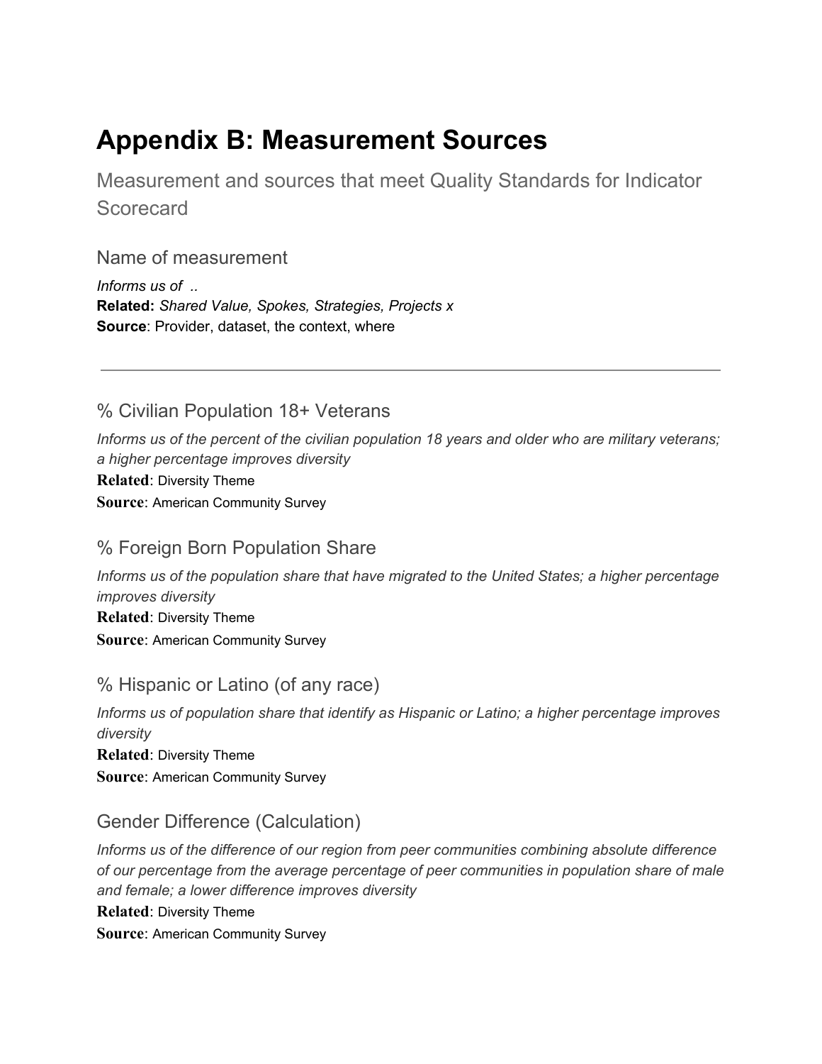# Appendix B: Measurement Sources

Measurement and sources that meet Quality Standards for Indicator Scorecard

### Name of measurement

*Informs us of ..*
**Related:** *Shared Value, Spokes, Strategies, Projects x*
**Source**: Provider, dataset, the context, where

---

### % Civilian Population 18+ Veterans

*Informs us of the percent of the civilian population 18 years and older who are military veterans; a higher percentage improves diversity*
**Related**: Diversity Theme
**Source**: American Community Survey

### % Foreign Born Population Share

*Informs us of the population share that have migrated to the United States; a higher percentage improves diversity*
**Related**: Diversity Theme
**Source**: American Community Survey

### % Hispanic or Latino (of any race)

*Informs us of population share that identify as Hispanic or Latino; a higher percentage improves diversity*
**Related**: Diversity Theme
**Source**: American Community Survey

### Gender Difference (Calculation)

*Informs us of the difference of our region from peer communities combining absolute difference of our percentage from the average percentage of peer communities in population share of male and female; a lower difference improves diversity*
**Related**: Diversity Theme
**Source**: American Community Survey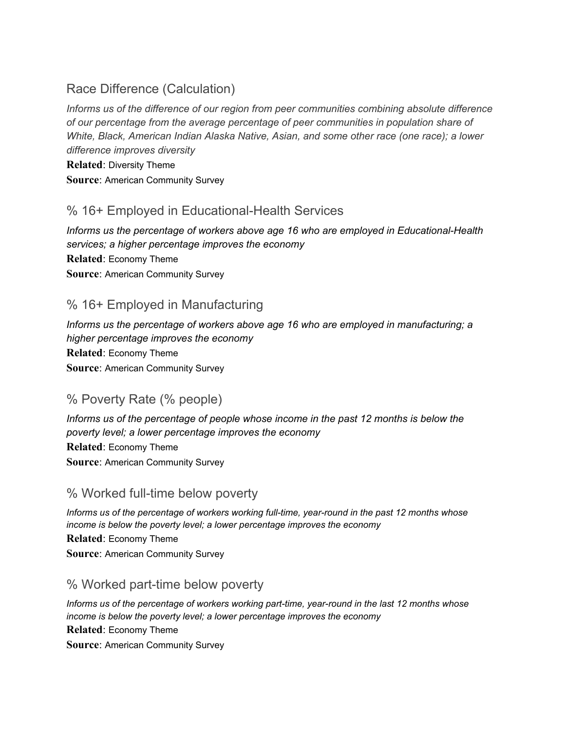## Race Difference (Calculation)

*Informs us of the difference of our region from peer communities combining absolute difference of our percentage from the average percentage of peer communities in population share of White, Black, American Indian Alaska Native, Asian, and some other race (one race); a lower difference improves diversity*

**Related**: Diversity Theme

**Source**: American Community Survey

## % 16+ Employed in Educational-Health Services

*Informs us the percentage of workers above age 16 who are employed in Educational-Health services; a higher percentage improves the economy*

**Related**: Economy Theme

**Source**: American Community Survey

## % 16+ Employed in Manufacturing

*Informs us the percentage of workers above age 16 who are employed in manufacturing; a higher percentage improves the economy*

**Related**: Economy Theme

**Source**: American Community Survey

## % Poverty Rate (% people)

*Informs us of the percentage of people whose income in the past 12 months is below the poverty level; a lower percentage improves the economy*

**Related**: Economy Theme

**Source**: American Community Survey

## % Worked full-time below poverty

*Informs us of the percentage of workers working full-time, year-round in the past 12 months whose income is below the poverty level; a lower percentage improves the economy*

**Related**: Economy Theme

**Source**: American Community Survey

## % Worked part-time below poverty

*Informs us of the percentage of workers working part-time, year-round in the last 12 months whose income is below the poverty level; a lower percentage improves the economy*

**Related**: Economy Theme

**Source**: American Community Survey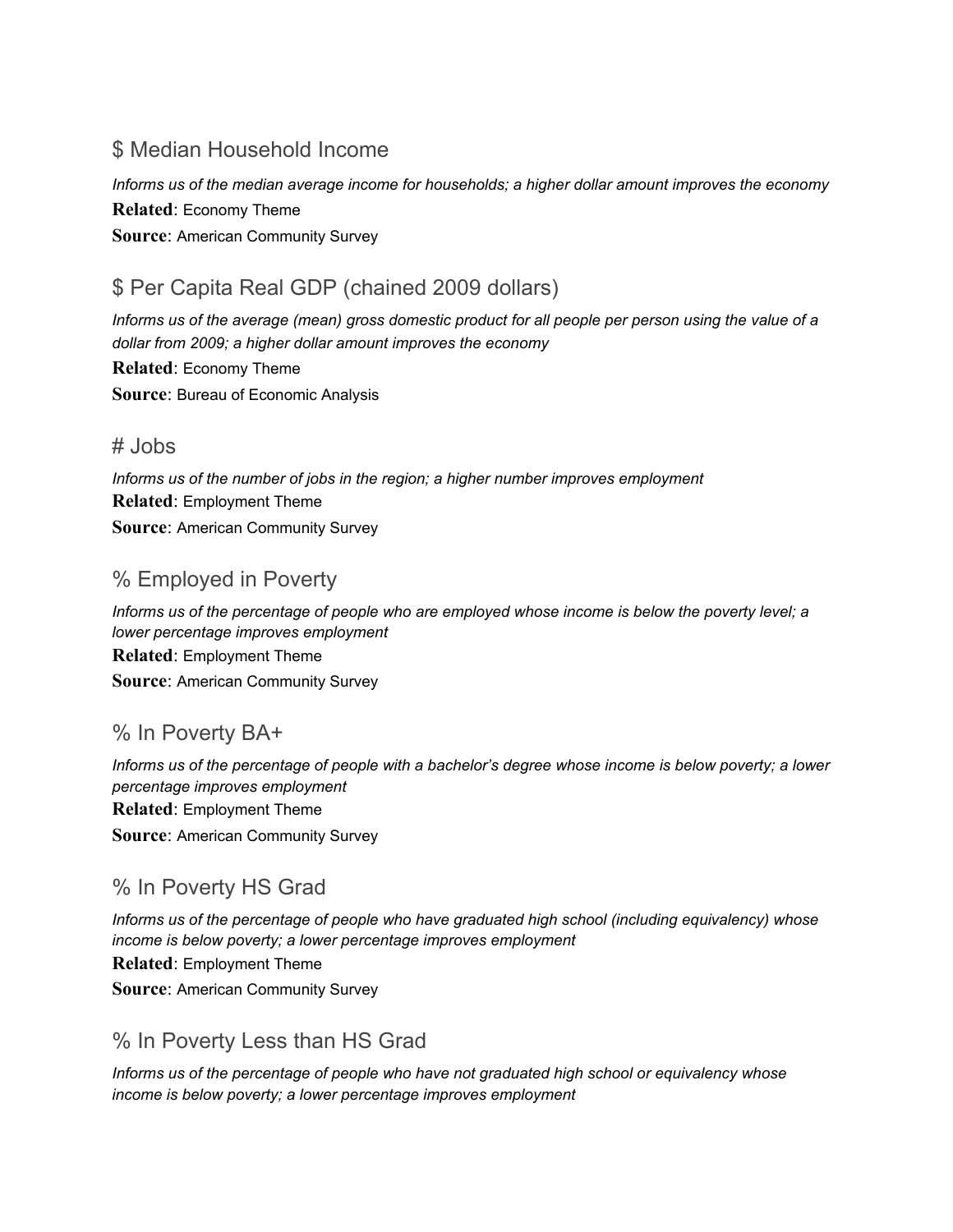## $ Median Household Income

*Informs us of the median average income for households; a higher dollar amount improves the economy*

**Related**: Economy Theme

**Source**: American Community Survey

## $ Per Capita Real GDP (chained 2009 dollars)

*Informs us of the average (mean) gross domestic product for all people per person using the value of a dollar from 2009; a higher dollar amount improves the economy*

**Related**: Economy Theme

**Source**: Bureau of Economic Analysis

## # Jobs

*Informs us of the number of jobs in the region; a higher number improves employment*

**Related**: Employment Theme

**Source**: American Community Survey

## % Employed in Poverty

*Informs us of the percentage of people who are employed whose income is below the poverty level; a lower percentage improves employment*

**Related**: Employment Theme

**Source**: American Community Survey

## % In Poverty BA+

*Informs us of the percentage of people with a bachelor's degree whose income is below poverty; a lower percentage improves employment*

**Related**: Employment Theme

**Source**: American Community Survey

## % In Poverty HS Grad

*Informs us of the percentage of people who have graduated high school (including equivalency) whose income is below poverty; a lower percentage improves employment*

**Related**: Employment Theme

**Source**: American Community Survey

## % In Poverty Less than HS Grad

*Informs us of the percentage of people who have not graduated high school or equivalency whose income is below poverty; a lower percentage improves employment*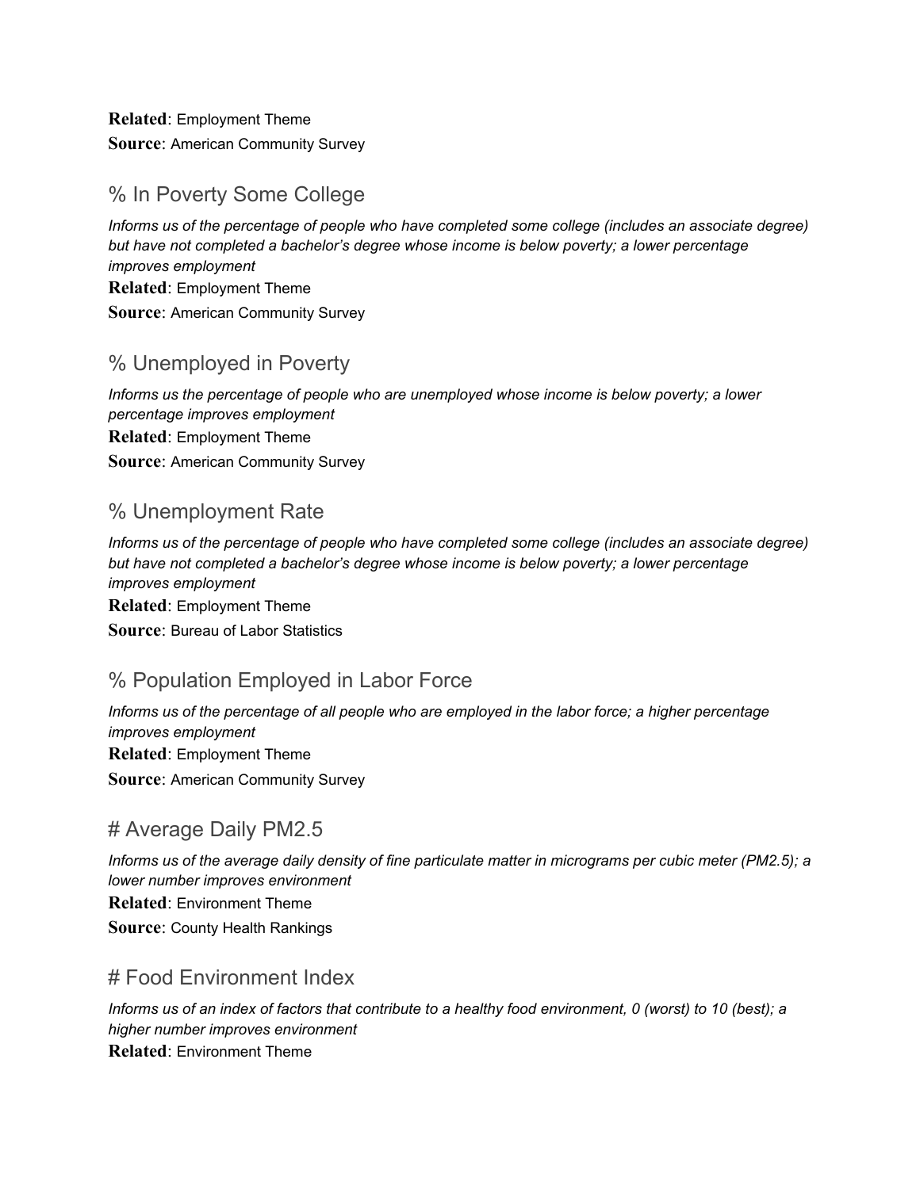**Related**: Employment Theme
**Source**: American Community Survey

## % In Poverty Some College

*Informs us of the percentage of people who have completed some college (includes an associate degree) but have not completed a bachelor's degree whose income is below poverty; a lower percentage improves employment*

**Related**: Employment Theme
**Source**: American Community Survey

## % Unemployed in Poverty

*Informs us the percentage of people who are unemployed whose income is below poverty; a lower percentage improves employment*

**Related**: Employment Theme
**Source**: American Community Survey

## % Unemployment Rate

*Informs us of the percentage of people who have completed some college (includes an associate degree) but have not completed a bachelor's degree whose income is below poverty; a lower percentage improves employment*

**Related**: Employment Theme
**Source**: Bureau of Labor Statistics

## % Population Employed in Labor Force

*Informs us of the percentage of all people who are employed in the labor force; a higher percentage improves employment*

**Related**: Employment Theme
**Source**: American Community Survey

## # Average Daily PM2.5

*Informs us of the average daily density of fine particulate matter in micrograms per cubic meter (PM2.5); a lower number improves environment*

**Related**: Environment Theme
**Source**: County Health Rankings

## # Food Environment Index

*Informs us of an index of factors that contribute to a healthy food environment, 0 (worst) to 10 (best); a higher number improves environment*

**Related**: Environment Theme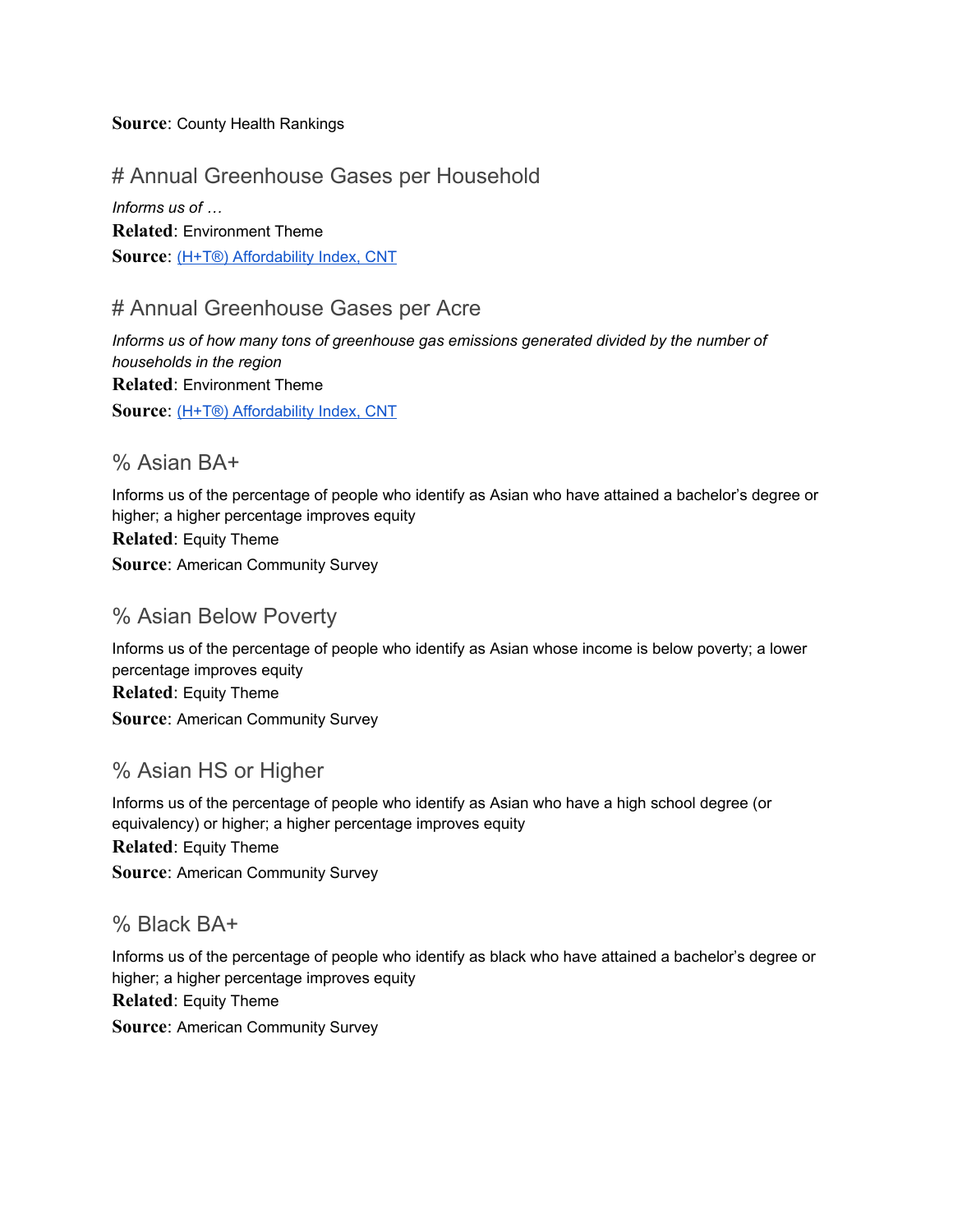**Source**: County Health Rankings

## # Annual Greenhouse Gases per Household

*Informs us of …*

**Related**: Environment Theme

**Source**: [(H+T®) Affordability Index, CNT]()

## # Annual Greenhouse Gases per Acre

*Informs us of how many tons of greenhouse gas emissions generated divided by the number of households in the region*

**Related**: Environment Theme

**Source**: [(H+T®) Affordability Index, CNT]()

## % Asian BA+

Informs us of the percentage of people who identify as Asian who have attained a bachelor's degree or higher; a higher percentage improves equity

**Related**: Equity Theme

**Source**: American Community Survey

## % Asian Below Poverty

Informs us of the percentage of people who identify as Asian whose income is below poverty; a lower percentage improves equity

**Related**: Equity Theme

**Source**: American Community Survey

## % Asian HS or Higher

Informs us of the percentage of people who identify as Asian who have a high school degree (or equivalency) or higher; a higher percentage improves equity

**Related**: Equity Theme

**Source**: American Community Survey

## % Black BA+

Informs us of the percentage of people who identify as black who have attained a bachelor's degree or higher; a higher percentage improves equity

**Related**: Equity Theme

**Source**: American Community Survey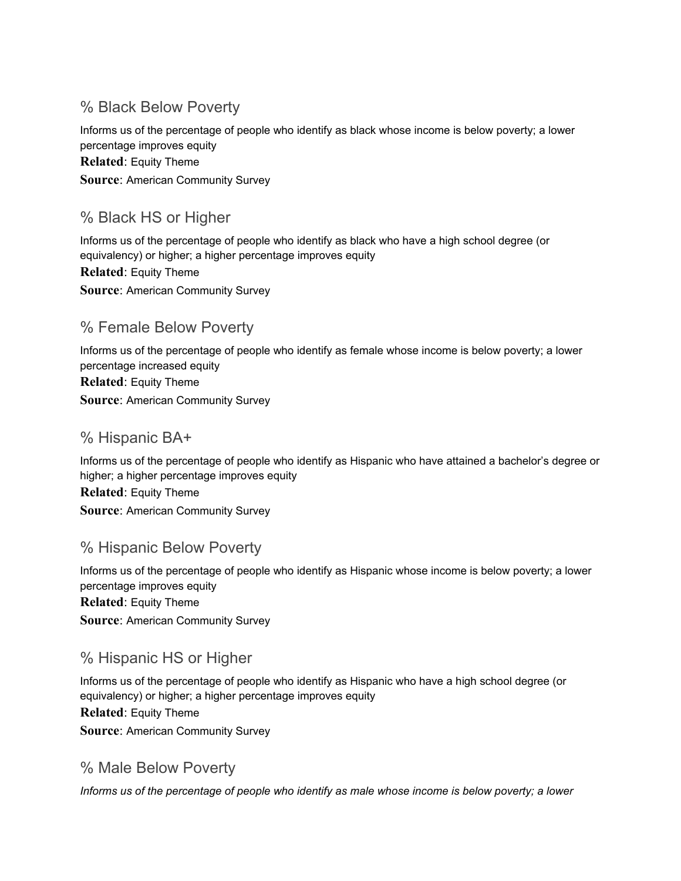## % Black Below Poverty

Informs us of the percentage of people who identify as black whose income is below poverty; a lower percentage improves equity

**Related**: Equity Theme

**Source**: American Community Survey

## % Black HS or Higher

Informs us of the percentage of people who identify as black who have a high school degree (or equivalency) or higher; a higher percentage improves equity

**Related**: Equity Theme

**Source**: American Community Survey

## % Female Below Poverty

Informs us of the percentage of people who identify as female whose income is below poverty; a lower percentage increased equity

**Related**: Equity Theme

**Source**: American Community Survey

## % Hispanic BA+

Informs us of the percentage of people who identify as Hispanic who have attained a bachelor's degree or higher; a higher percentage improves equity

**Related**: Equity Theme

**Source**: American Community Survey

## % Hispanic Below Poverty

Informs us of the percentage of people who identify as Hispanic whose income is below poverty; a lower percentage improves equity

**Related**: Equity Theme

**Source**: American Community Survey

## % Hispanic HS or Higher

Informs us of the percentage of people who identify as Hispanic who have a high school degree (or equivalency) or higher; a higher percentage improves equity

**Related**: Equity Theme

**Source**: American Community Survey

## % Male Below Poverty

*Informs us of the percentage of people who identify as male whose income is below poverty; a lower*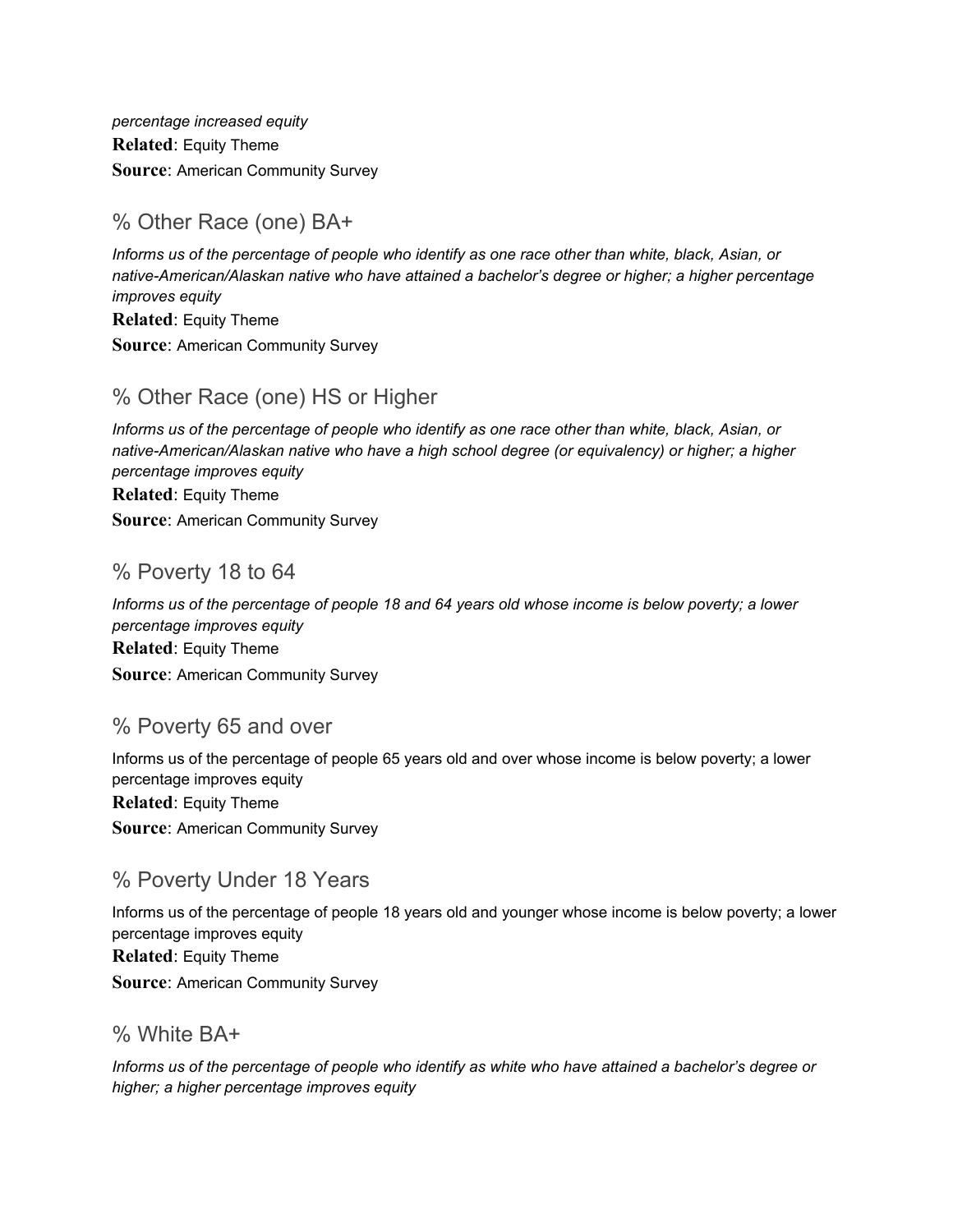*percentage increased equity*

**Related**: Equity Theme

**Source**: American Community Survey

## % Other Race (one) BA+

*Informs us of the percentage of people who identify as one race other than white, black, Asian, or native-American/Alaskan native who have attained a bachelor's degree or higher; a higher percentage improves equity*

**Related**: Equity Theme

**Source**: American Community Survey

## % Other Race (one) HS or Higher

*Informs us of the percentage of people who identify as one race other than white, black, Asian, or native-American/Alaskan native who have a high school degree (or equivalency) or higher; a higher percentage improves equity*

**Related**: Equity Theme

**Source**: American Community Survey

## % Poverty 18 to 64

*Informs us of the percentage of people 18 and 64 years old whose income is below poverty; a lower percentage improves equity*

**Related**: Equity Theme

**Source**: American Community Survey

## % Poverty 65 and over

Informs us of the percentage of people 65 years old and over whose income is below poverty; a lower percentage improves equity

**Related**: Equity Theme

**Source**: American Community Survey

## % Poverty Under 18 Years

Informs us of the percentage of people 18 years old and younger whose income is below poverty; a lower percentage improves equity

**Related**: Equity Theme

**Source**: American Community Survey

## % White BA+

*Informs us of the percentage of people who identify as white who have attained a bachelor's degree or higher; a higher percentage improves equity*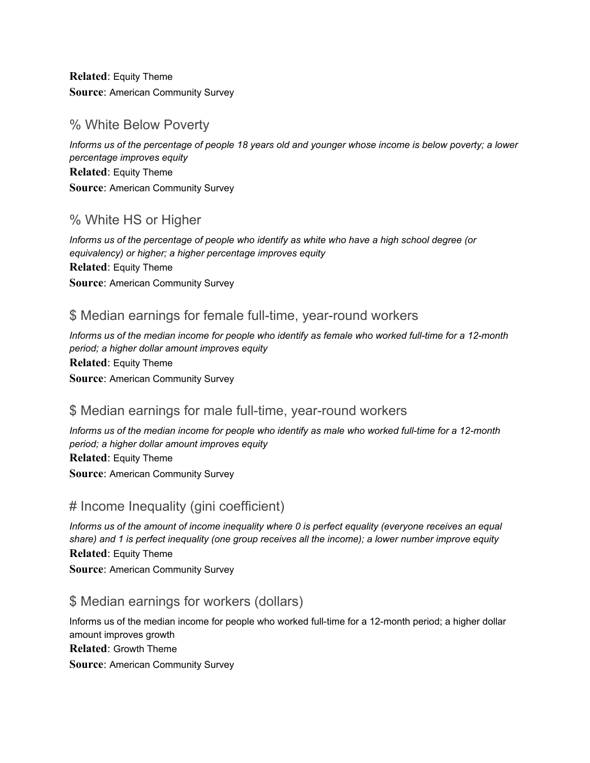**Related**: Equity Theme

**Source**: American Community Survey

## % White Below Poverty

*Informs us of the percentage of people 18 years old and younger whose income is below poverty; a lower percentage improves equity*

**Related**: Equity Theme

**Source**: American Community Survey

## % White HS or Higher

*Informs us of the percentage of people who identify as white who have a high school degree (or equivalency) or higher; a higher percentage improves equity*

**Related**: Equity Theme

**Source**: American Community Survey

## $ Median earnings for female full-time, year-round workers

*Informs us of the median income for people who identify as female who worked full-time for a 12-month period; a higher dollar amount improves equity*

**Related**: Equity Theme

**Source**: American Community Survey

## $ Median earnings for male full-time, year-round workers

*Informs us of the median income for people who identify as male who worked full-time for a 12-month period; a higher dollar amount improves equity*

**Related**: Equity Theme

**Source**: American Community Survey

## # Income Inequality (gini coefficient)

*Informs us of the amount of income inequality where 0 is perfect equality (everyone receives an equal share) and 1 is perfect inequality (one group receives all the income); a lower number improve equity*

**Related**: Equity Theme

**Source**: American Community Survey

## $ Median earnings for workers (dollars)

Informs us of the median income for people who worked full-time for a 12-month period; a higher dollar amount improves growth

**Related**: Growth Theme

**Source**: American Community Survey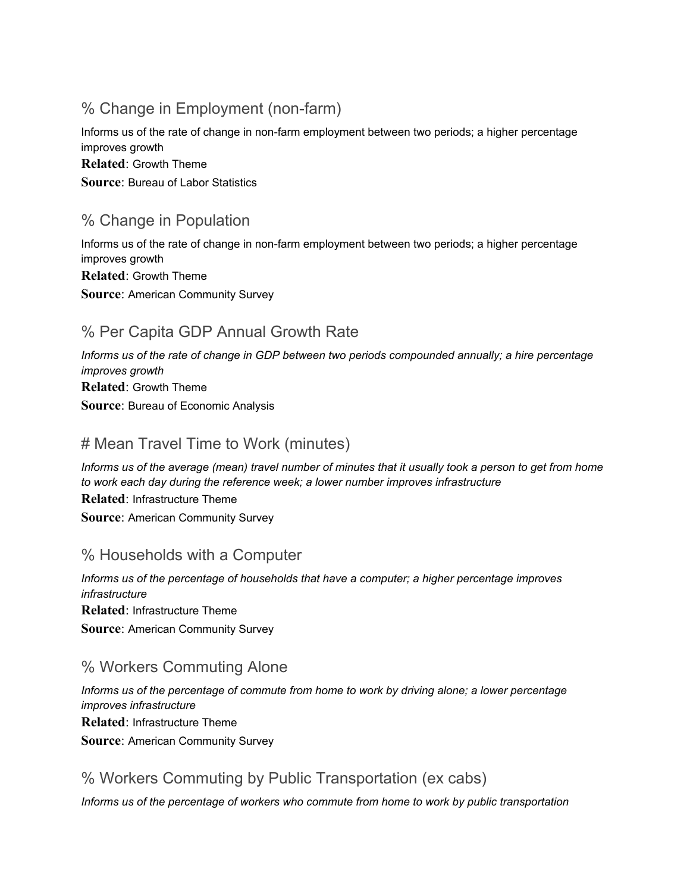## % Change in Employment (non-farm)

Informs us of the rate of change in non-farm employment between two periods; a higher percentage improves growth

**Related**: Growth Theme

**Source**: Bureau of Labor Statistics

## % Change in Population

Informs us of the rate of change in non-farm employment between two periods; a higher percentage improves growth

**Related**: Growth Theme

**Source**: American Community Survey

## % Per Capita GDP Annual Growth Rate

*Informs us of the rate of change in GDP between two periods compounded annually; a hire percentage improves growth*

**Related**: Growth Theme

**Source**: Bureau of Economic Analysis

## # Mean Travel Time to Work (minutes)

*Informs us of the average (mean) travel number of minutes that it usually took a person to get from home to work each day during the reference week; a lower number improves infrastructure*

**Related**: Infrastructure Theme

**Source**: American Community Survey

## % Households with a Computer

*Informs us of the percentage of households that have a computer; a higher percentage improves infrastructure*

**Related**: Infrastructure Theme

**Source**: American Community Survey

## % Workers Commuting Alone

*Informs us of the percentage of commute from home to work by driving alone; a lower percentage improves infrastructure*

**Related**: Infrastructure Theme

**Source**: American Community Survey

## % Workers Commuting by Public Transportation (ex cabs)

*Informs us of the percentage of workers who commute from home to work by public transportation*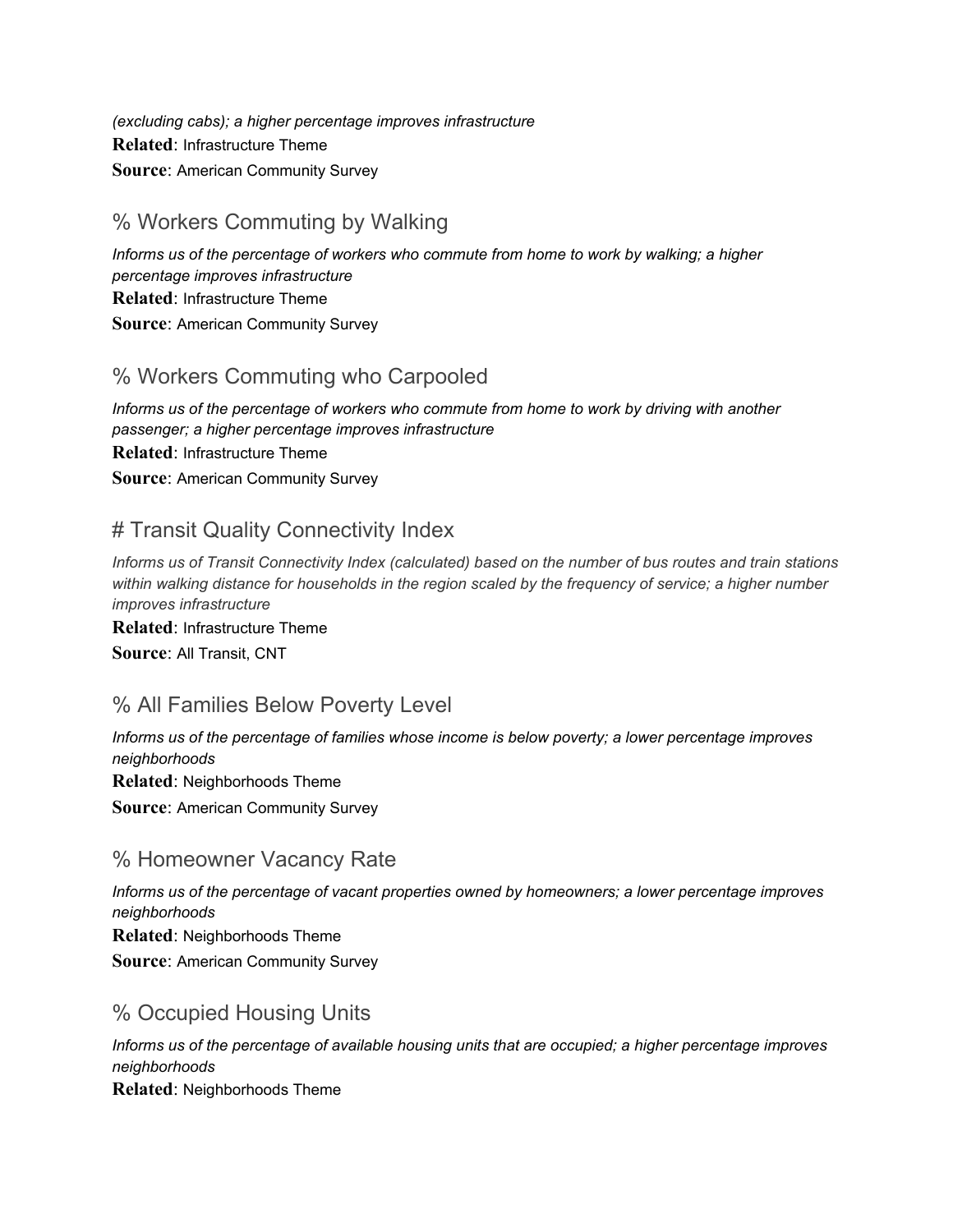*(excluding cabs); a higher percentage improves infrastructure*

**Related**: Infrastructure Theme

**Source**: American Community Survey

## % Workers Commuting by Walking

*Informs us of the percentage of workers who commute from home to work by walking; a higher percentage improves infrastructure*

**Related**: Infrastructure Theme

**Source**: American Community Survey

## % Workers Commuting who Carpooled

*Informs us of the percentage of workers who commute from home to work by driving with another passenger; a higher percentage improves infrastructure*

**Related**: Infrastructure Theme

**Source**: American Community Survey

## # Transit Quality Connectivity Index

*Informs us of Transit Connectivity Index (calculated) based on the number of bus routes and train stations within walking distance for households in the region scaled by the frequency of service; a higher number improves infrastructure*

**Related**: Infrastructure Theme

**Source**: All Transit, CNT

## % All Families Below Poverty Level

*Informs us of the percentage of families whose income is below poverty; a lower percentage improves neighborhoods*

**Related**: Neighborhoods Theme

**Source**: American Community Survey

## % Homeowner Vacancy Rate

*Informs us of the percentage of vacant properties owned by homeowners; a lower percentage improves neighborhoods*

**Related**: Neighborhoods Theme

**Source**: American Community Survey

## % Occupied Housing Units

*Informs us of the percentage of available housing units that are occupied; a higher percentage improves neighborhoods*

**Related**: Neighborhoods Theme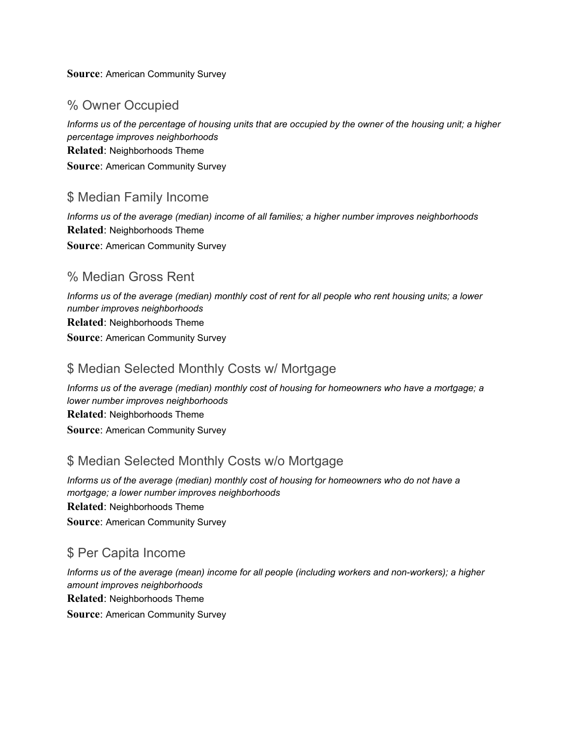**Source**: American Community Survey

## % Owner Occupied

*Informs us of the percentage of housing units that are occupied by the owner of the housing unit; a higher percentage improves neighborhoods*

**Related**: Neighborhoods Theme

**Source**: American Community Survey

## $ Median Family Income

*Informs us of the average (median) income of all families; a higher number improves neighborhoods*

**Related**: Neighborhoods Theme

**Source**: American Community Survey

## % Median Gross Rent

*Informs us of the average (median) monthly cost of rent for all people who rent housing units; a lower number improves neighborhoods*

**Related**: Neighborhoods Theme

**Source**: American Community Survey

## $ Median Selected Monthly Costs w/ Mortgage

*Informs us of the average (median) monthly cost of housing for homeowners who have a mortgage; a lower number improves neighborhoods*

**Related**: Neighborhoods Theme

**Source**: American Community Survey

## $ Median Selected Monthly Costs w/o Mortgage

*Informs us of the average (median) monthly cost of housing for homeowners who do not have a mortgage; a lower number improves neighborhoods*

**Related**: Neighborhoods Theme

**Source**: American Community Survey

## $ Per Capita Income

*Informs us of the average (mean) income for all people (including workers and non-workers); a higher amount improves neighborhoods*

**Related**: Neighborhoods Theme

**Source**: American Community Survey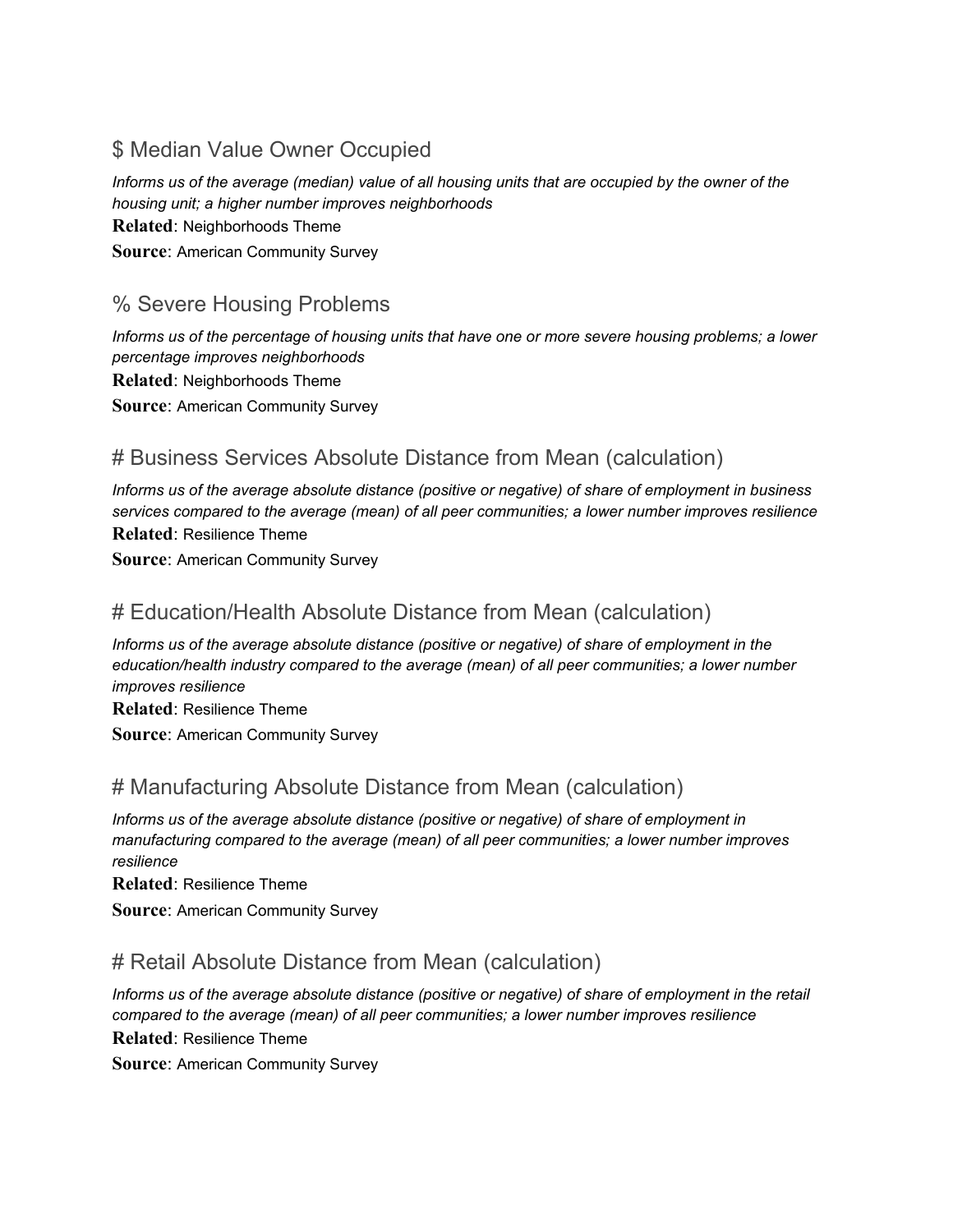## $ Median Value Owner Occupied

*Informs us of the average (median) value of all housing units that are occupied by the owner of the housing unit; a higher number improves neighborhoods*

**Related**: Neighborhoods Theme

**Source**: American Community Survey

## % Severe Housing Problems

*Informs us of the percentage of housing units that have one or more severe housing problems; a lower percentage improves neighborhoods*

**Related**: Neighborhoods Theme

**Source**: American Community Survey

## # Business Services Absolute Distance from Mean (calculation)

*Informs us of the average absolute distance (positive or negative) of share of employment in business services compared to the average (mean) of all peer communities; a lower number improves resilience*

**Related**: Resilience Theme

**Source**: American Community Survey

## # Education/Health Absolute Distance from Mean (calculation)

*Informs us of the average absolute distance (positive or negative) of share of employment in the education/health industry compared to the average (mean) of all peer communities; a lower number improves resilience*

**Related**: Resilience Theme

**Source**: American Community Survey

## # Manufacturing Absolute Distance from Mean (calculation)

*Informs us of the average absolute distance (positive or negative) of share of employment in manufacturing compared to the average (mean) of all peer communities; a lower number improves resilience*

**Related**: Resilience Theme

**Source**: American Community Survey

## # Retail Absolute Distance from Mean (calculation)

*Informs us of the average absolute distance (positive or negative) of share of employment in the retail compared to the average (mean) of all peer communities; a lower number improves resilience*

**Related**: Resilience Theme

**Source**: American Community Survey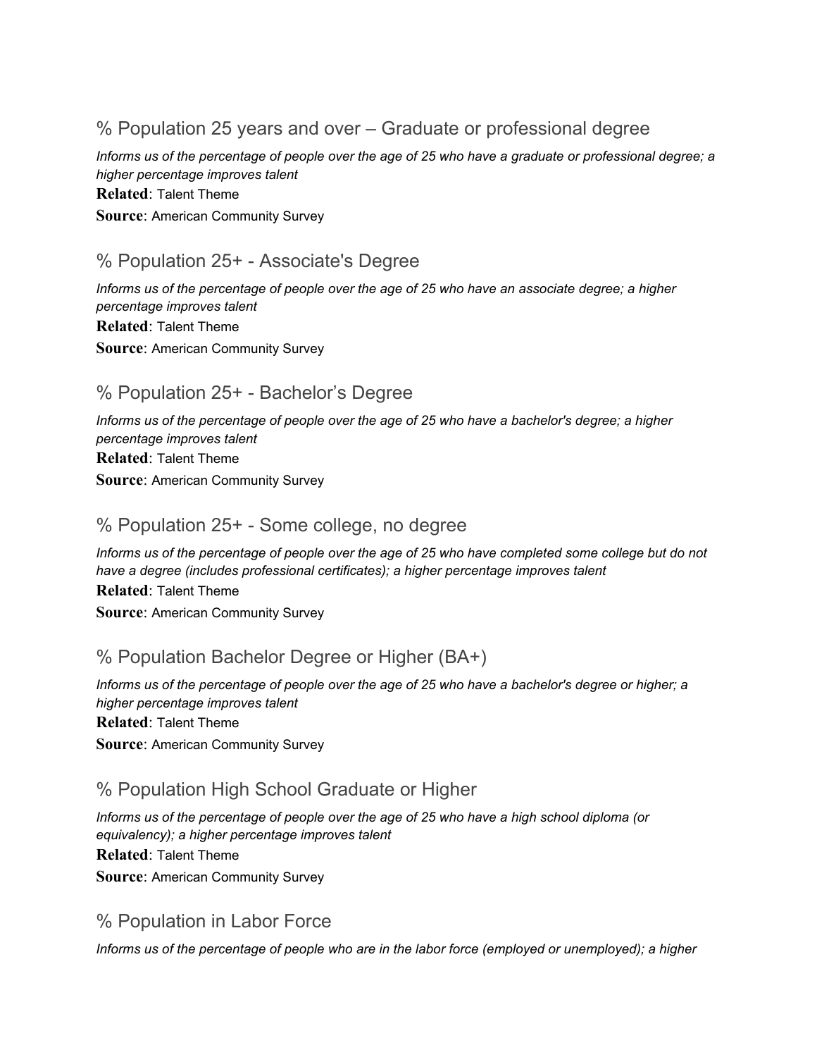## % Population 25 years and over – Graduate or professional degree

*Informs us of the percentage of people over the age of 25 who have a graduate or professional degree; a higher percentage improves talent*

**Related**: Talent Theme

**Source**: American Community Survey

## % Population 25+ - Associate's Degree

*Informs us of the percentage of people over the age of 25 who have an associate degree; a higher percentage improves talent*

**Related**: Talent Theme

**Source**: American Community Survey

## % Population 25+ - Bachelor's Degree

*Informs us of the percentage of people over the age of 25 who have a bachelor's degree; a higher percentage improves talent*

**Related**: Talent Theme

**Source**: American Community Survey

## % Population 25+ - Some college, no degree

*Informs us of the percentage of people over the age of 25 who have completed some college but do not have a degree (includes professional certificates); a higher percentage improves talent*

**Related**: Talent Theme

**Source**: American Community Survey

## % Population Bachelor Degree or Higher (BA+)

*Informs us of the percentage of people over the age of 25 who have a bachelor's degree or higher; a higher percentage improves talent*

**Related**: Talent Theme

**Source**: American Community Survey

## % Population High School Graduate or Higher

*Informs us of the percentage of people over the age of 25 who have a high school diploma (or equivalency); a higher percentage improves talent*

**Related**: Talent Theme

**Source**: American Community Survey

## % Population in Labor Force

*Informs us of the percentage of people who are in the labor force (employed or unemployed); a higher*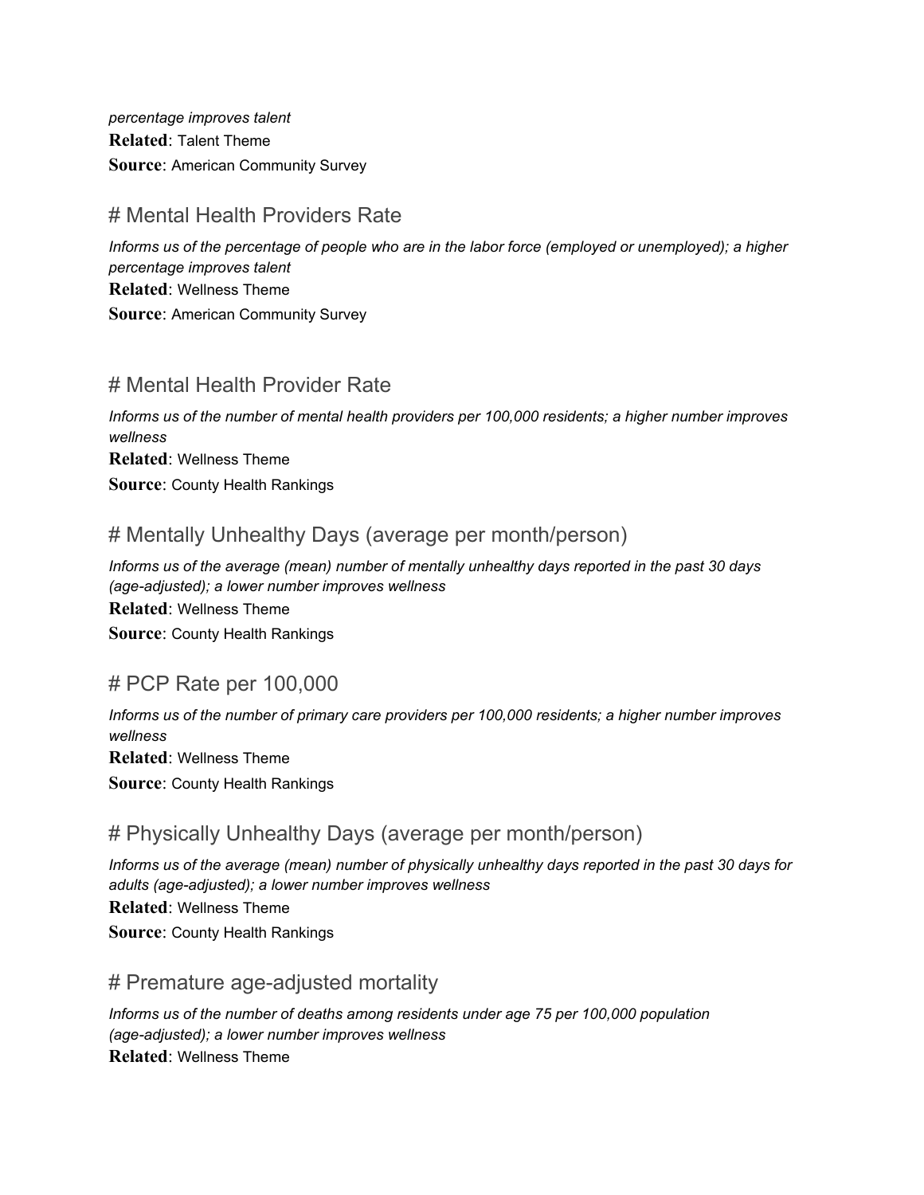*percentage improves talent*
**Related**: Talent Theme
**Source**: American Community Survey

# # Mental Health Providers Rate

*Informs us of the percentage of people who are in the labor force (employed or unemployed); a higher percentage improves talent*
**Related**: Wellness Theme
**Source**: American Community Survey

# # Mental Health Provider Rate

*Informs us of the number of mental health providers per 100,000 residents; a higher number improves wellness*
**Related**: Wellness Theme
**Source**: County Health Rankings

# # Mentally Unhealthy Days (average per month/person)

*Informs us of the average (mean) number of mentally unhealthy days reported in the past 30 days (age-adjusted); a lower number improves wellness*
**Related**: Wellness Theme
**Source**: County Health Rankings

# # PCP Rate per 100,000

*Informs us of the number of primary care providers per 100,000 residents; a higher number improves wellness*
**Related**: Wellness Theme
**Source**: County Health Rankings

# # Physically Unhealthy Days (average per month/person)

*Informs us of the average (mean) number of physically unhealthy days reported in the past 30 days for adults (age-adjusted); a lower number improves wellness*
**Related**: Wellness Theme
**Source**: County Health Rankings

# # Premature age-adjusted mortality

*Informs us of the number of deaths among residents under age 75 per 100,000 population (age-adjusted); a lower number improves wellness*
**Related**: Wellness Theme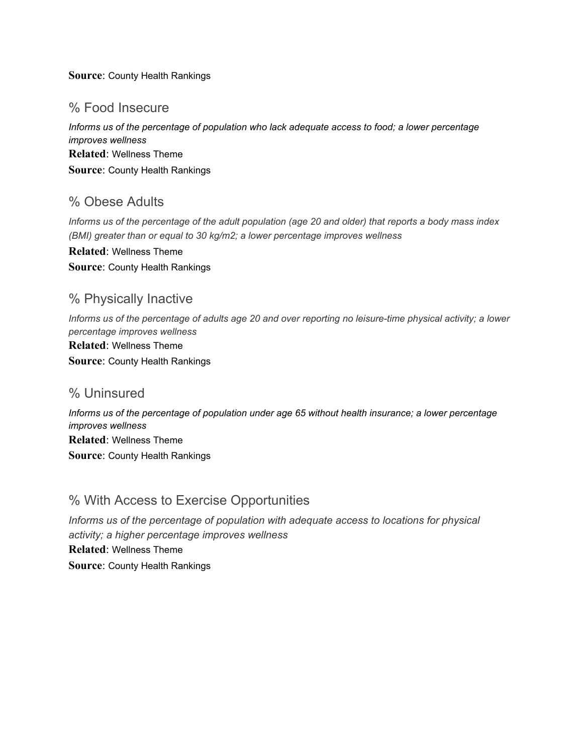**Source**: County Health Rankings

## % Food Insecure

*Informs us of the percentage of population who lack adequate access to food; a lower percentage improves wellness*

**Related**: Wellness Theme

**Source**: County Health Rankings

## % Obese Adults

*Informs us of the percentage of the adult population (age 20 and older) that reports a body mass index (BMI) greater than or equal to 30 kg/m2; a lower percentage improves wellness*

**Related**: Wellness Theme

**Source**: County Health Rankings

## % Physically Inactive

*Informs us of the percentage of adults age 20 and over reporting no leisure-time physical activity; a lower percentage improves wellness*

**Related**: Wellness Theme

**Source**: County Health Rankings

## % Uninsured

*Informs us of the percentage of population under age 65 without health insurance; a lower percentage improves wellness*

**Related**: Wellness Theme

**Source**: County Health Rankings

## % With Access to Exercise Opportunities

*Informs us of the percentage of population with adequate access to locations for physical activity; a higher percentage improves wellness*

**Related**: Wellness Theme

**Source**: County Health Rankings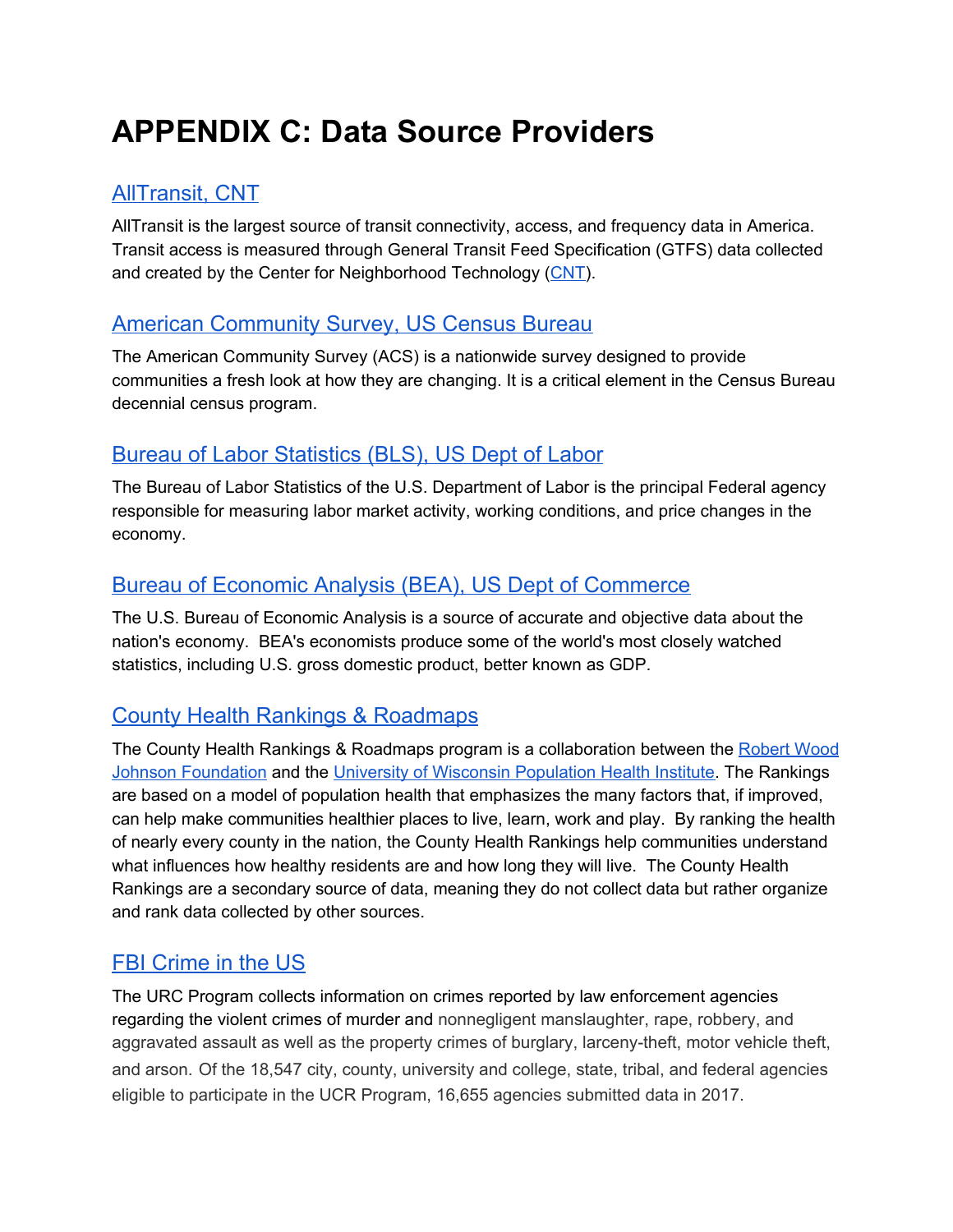# APPENDIX C: Data Source Providers

## AllTransit, CNT

AllTransit is the largest source of transit connectivity, access, and frequency data in America. Transit access is measured through General Transit Feed Specification (GTFS) data collected and created by the Center for Neighborhood Technology (CNT).

## American Community Survey, US Census Bureau

The American Community Survey (ACS) is a nationwide survey designed to provide communities a fresh look at how they are changing. It is a critical element in the Census Bureau decennial census program.

## Bureau of Labor Statistics (BLS), US Dept of Labor

The Bureau of Labor Statistics of the U.S. Department of Labor is the principal Federal agency responsible for measuring labor market activity, working conditions, and price changes in the economy.

## Bureau of Economic Analysis (BEA), US Dept of Commerce

The U.S. Bureau of Economic Analysis is a source of accurate and objective data about the nation's economy. BEA's economists produce some of the world's most closely watched statistics, including U.S. gross domestic product, better known as GDP.

## County Health Rankings & Roadmaps

The County Health Rankings & Roadmaps program is a collaboration between the Robert Wood Johnson Foundation and the University of Wisconsin Population Health Institute. The Rankings are based on a model of population health that emphasizes the many factors that, if improved, can help make communities healthier places to live, learn, work and play. By ranking the health of nearly every county in the nation, the County Health Rankings help communities understand what influences how healthy residents are and how long they will live. The County Health Rankings are a secondary source of data, meaning they do not collect data but rather organize and rank data collected by other sources.

## FBI Crime in the US

The URC Program collects information on crimes reported by law enforcement agencies regarding the violent crimes of murder and nonnegligent manslaughter, rape, robbery, and aggravated assault as well as the property crimes of burglary, larceny-theft, motor vehicle theft, and arson. Of the 18,547 city, county, university and college, state, tribal, and federal agencies eligible to participate in the UCR Program, 16,655 agencies submitted data in 2017.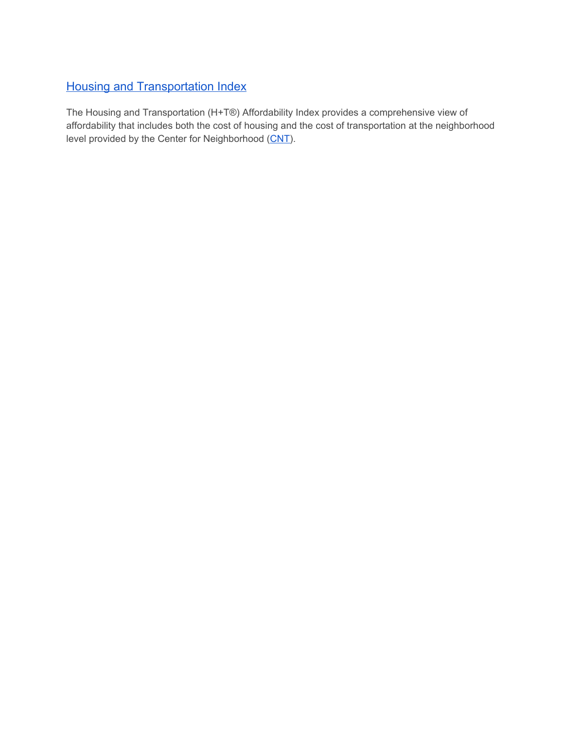## Housing and Transportation Index

The Housing and Transportation (H+T®) Affordability Index provides a comprehensive view of affordability that includes both the cost of housing and the cost of transportation at the neighborhood level provided by the Center for Neighborhood (CNT).